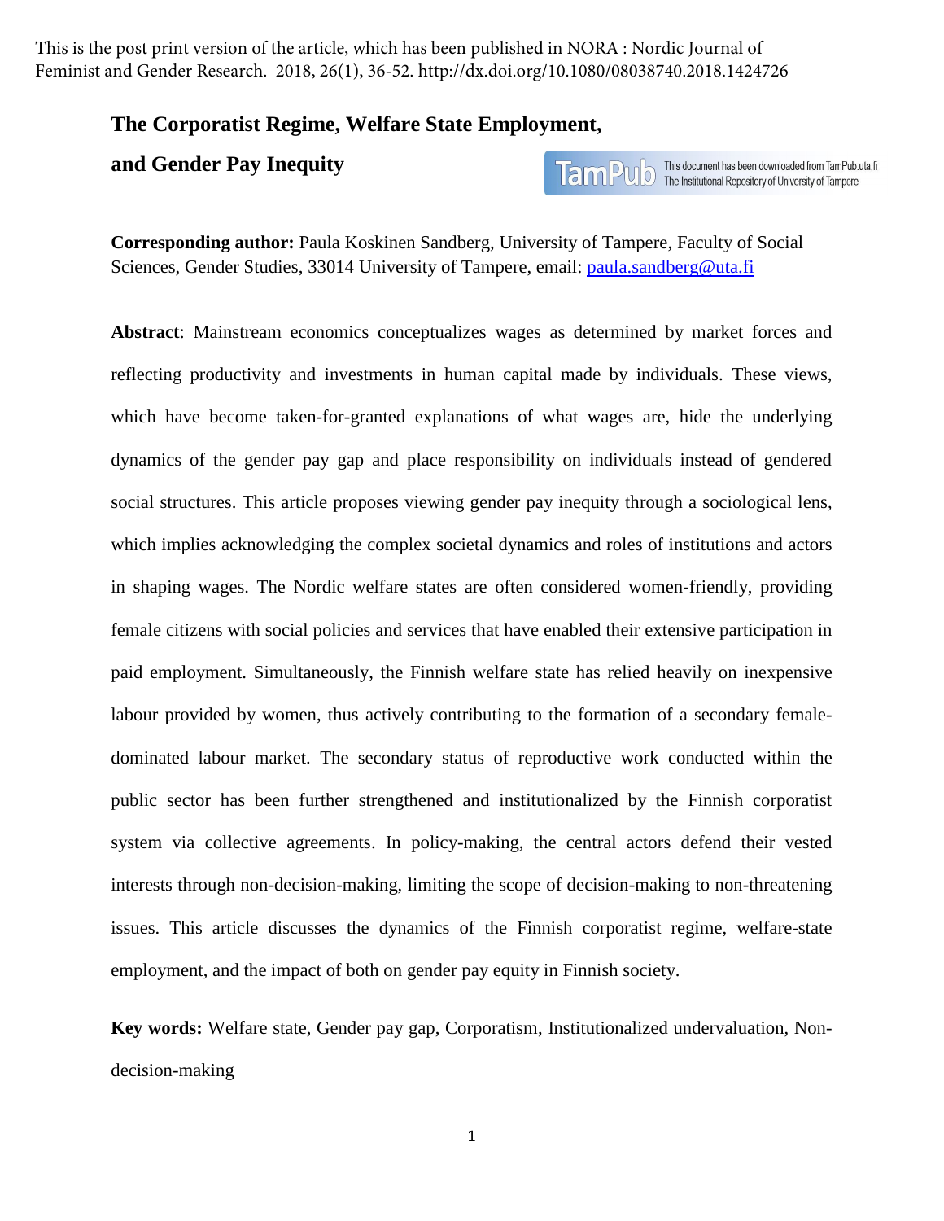This is the post print version of the article, which has been published in NORA : Nordic Journal of Feminist and Gender Research. 2018, 26(1), 36-52. http://dx.doi.org/10.1080/08038740.2018.1424726

# The Corporatist Regime, Welfare State Employment, and Gender Pay Inequity

**Corresponding author:** Paula Koskinen Sandberg, University of Tampere, Faculty of Social Sciences, Gender Studies, 33014 University of Tampere, email: paula.sandberg@uta.fi

**Abstract**: Mainstream economics conceptualizes wages as determined by market forces and reflecting productivity and investments in human capital made by individuals. These views, which have become taken-for-granted explanations of what wages are, hide the underlying dynamics of the gender pay gap and place responsibility on individuals instead of gendered social structures. This article proposes viewing gender pay inequity through a sociological lens, which implies acknowledging the complex societal dynamics and roles of institutions and actors in shaping wages. The Nordic welfare states are often considered women-friendly, providing female citizens with social policies and services that have enabled their extensive participation in paid employment. Simultaneously, the Finnish welfare state has relied heavily on inexpensive labour provided by women, thus actively contributing to the formation of a secondary female-dominated labour market. The secondary status of reproductive work conducted within the public sector has been further strengthened and institutionalized by the Finnish corporatist system via collective agreements. In policy-making, the central actors defend their vested interests through non-decision-making, limiting the scope of decision-making to non-threatening issues. This article discusses the dynamics of the Finnish corporatist regime, welfare-state employment, and the impact of both on gender pay equity in Finnish society.

**Key words:** Welfare state, Gender pay gap, Corporatism, Institutionalized undervaluation, Non-decision-making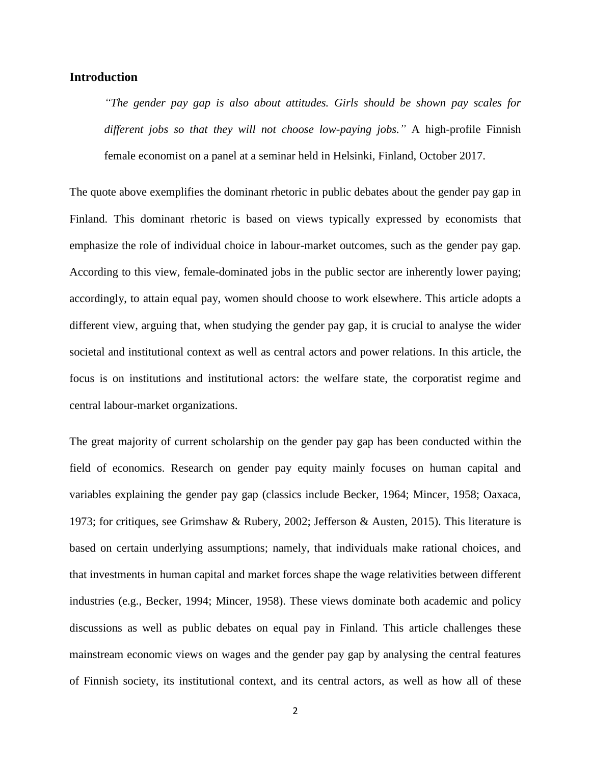## Introduction

> *"The gender pay gap is also about attitudes. Girls should be shown pay scales for different jobs so that they will not choose low-paying jobs."* A high-profile Finnish female economist on a panel at a seminar held in Helsinki, Finland, October 2017.

The quote above exemplifies the dominant rhetoric in public debates about the gender pay gap in Finland. This dominant rhetoric is based on views typically expressed by economists that emphasize the role of individual choice in labour-market outcomes, such as the gender pay gap. According to this view, female-dominated jobs in the public sector are inherently lower paying; accordingly, to attain equal pay, women should choose to work elsewhere. This article adopts a different view, arguing that, when studying the gender pay gap, it is crucial to analyse the wider societal and institutional context as well as central actors and power relations. In this article, the focus is on institutions and institutional actors: the welfare state, the corporatist regime and central labour-market organizations.

The great majority of current scholarship on the gender pay gap has been conducted within the field of economics. Research on gender pay equity mainly focuses on human capital and variables explaining the gender pay gap (classics include Becker, 1964; Mincer, 1958; Oaxaca, 1973; for critiques, see Grimshaw & Rubery, 2002; Jefferson & Austen, 2015). This literature is based on certain underlying assumptions; namely, that individuals make rational choices, and that investments in human capital and market forces shape the wage relativities between different industries (e.g., Becker, 1994; Mincer, 1958). These views dominate both academic and policy discussions as well as public debates on equal pay in Finland. This article challenges these mainstream economic views on wages and the gender pay gap by analysing the central features of Finnish society, its institutional context, and its central actors, as well as how all of these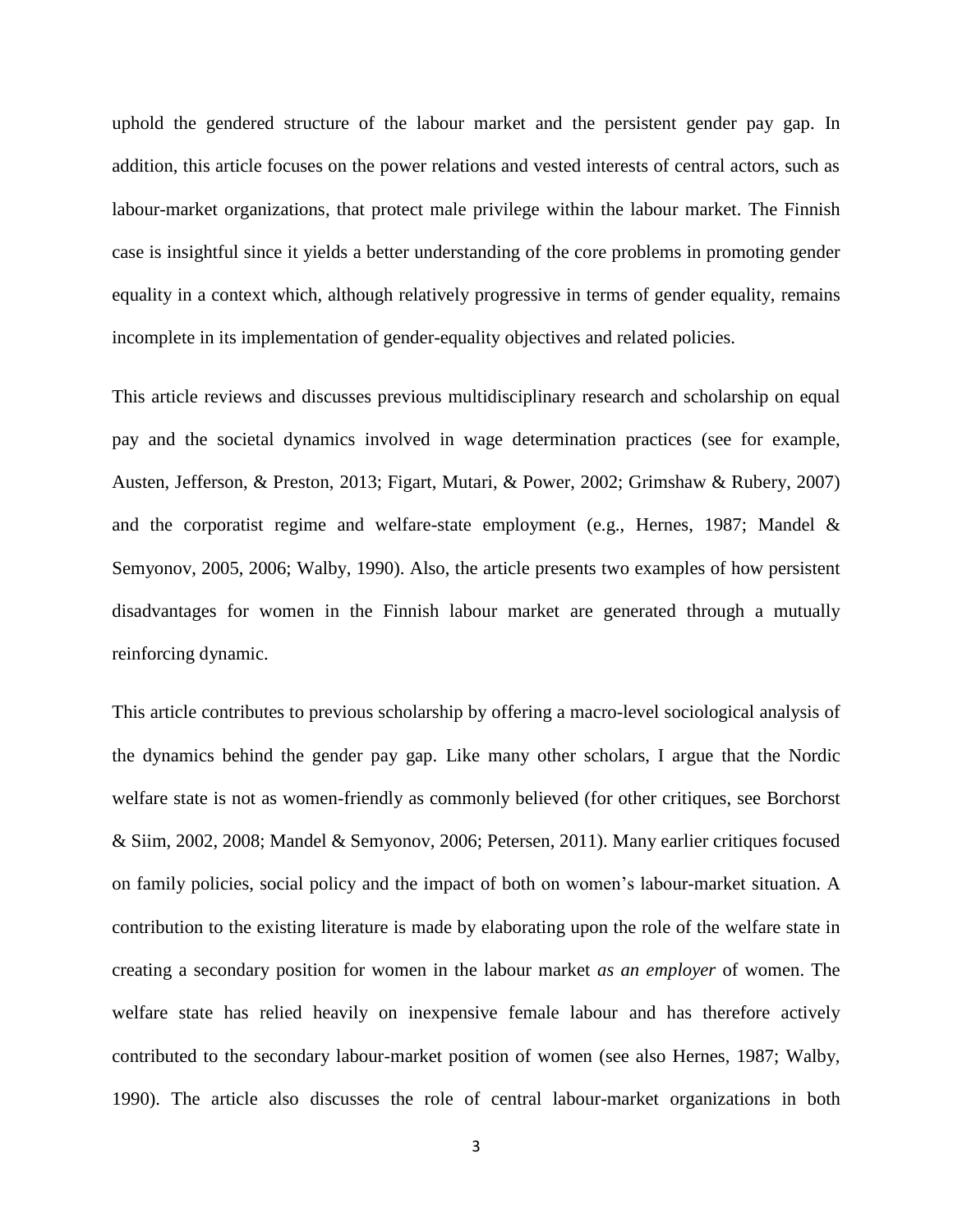uphold the gendered structure of the labour market and the persistent gender pay gap. In addition, this article focuses on the power relations and vested interests of central actors, such as labour-market organizations, that protect male privilege within the labour market. The Finnish case is insightful since it yields a better understanding of the core problems in promoting gender equality in a context which, although relatively progressive in terms of gender equality, remains incomplete in its implementation of gender-equality objectives and related policies.

This article reviews and discusses previous multidisciplinary research and scholarship on equal pay and the societal dynamics involved in wage determination practices (see for example, Austen, Jefferson, & Preston, 2013; Figart, Mutari, & Power, 2002; Grimshaw & Rubery, 2007) and the corporatist regime and welfare-state employment (e.g., Hernes, 1987; Mandel & Semyonov, 2005, 2006; Walby, 1990). Also, the article presents two examples of how persistent disadvantages for women in the Finnish labour market are generated through a mutually reinforcing dynamic.

This article contributes to previous scholarship by offering a macro-level sociological analysis of the dynamics behind the gender pay gap. Like many other scholars, I argue that the Nordic welfare state is not as women-friendly as commonly believed (for other critiques, see Borchorst & Siim, 2002, 2008; Mandel & Semyonov, 2006; Petersen, 2011). Many earlier critiques focused on family policies, social policy and the impact of both on women's labour-market situation. A contribution to the existing literature is made by elaborating upon the role of the welfare state in creating a secondary position for women in the labour market *as an employer* of women. The welfare state has relied heavily on inexpensive female labour and has therefore actively contributed to the secondary labour-market position of women (see also Hernes, 1987; Walby, 1990). The article also discusses the role of central labour-market organizations in both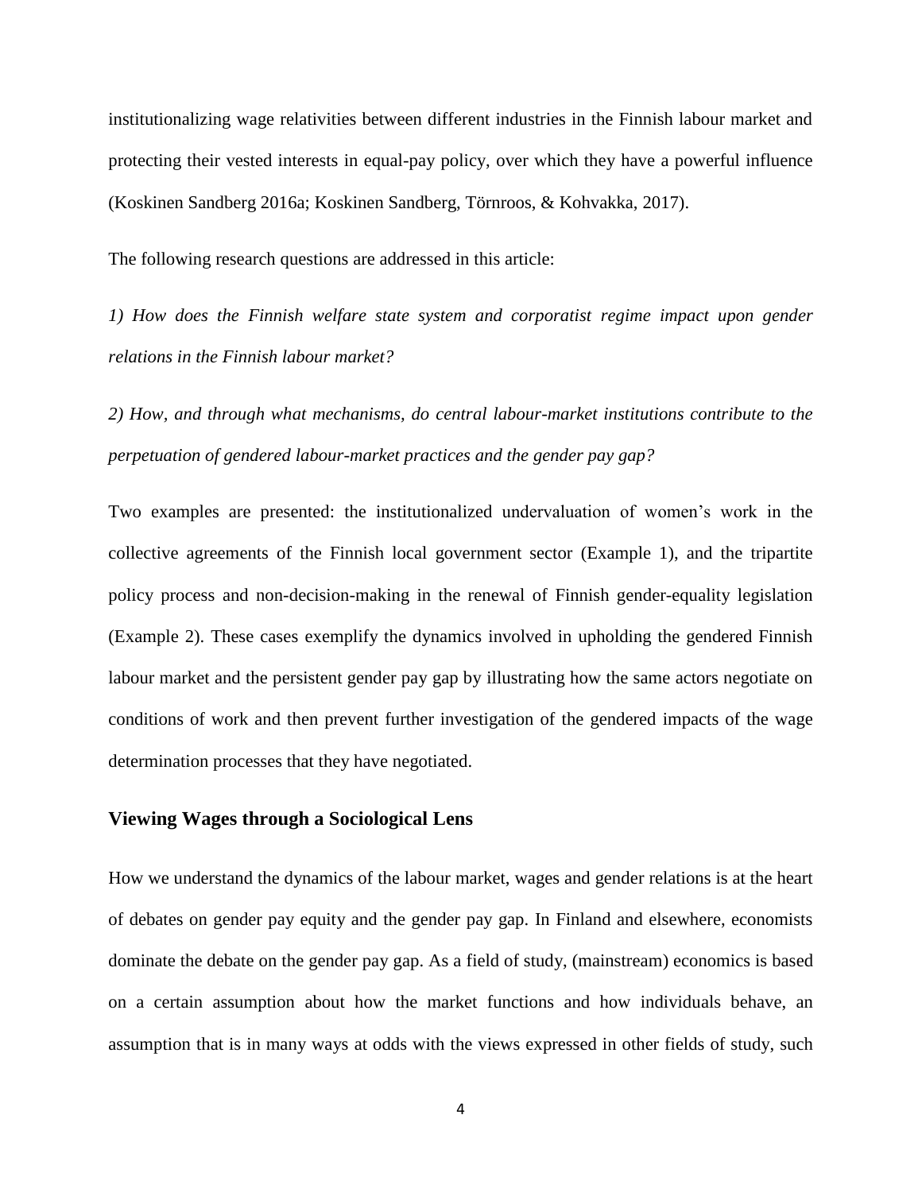institutionalizing wage relativities between different industries in the Finnish labour market and protecting their vested interests in equal-pay policy, over which they have a powerful influence (Koskinen Sandberg 2016a; Koskinen Sandberg, Törnroos, & Kohvakka, 2017).

The following research questions are addressed in this article:

*1) How does the Finnish welfare state system and corporatist regime impact upon gender relations in the Finnish labour market?*

*2) How, and through what mechanisms, do central labour-market institutions contribute to the perpetuation of gendered labour-market practices and the gender pay gap?*

Two examples are presented: the institutionalized undervaluation of women's work in the collective agreements of the Finnish local government sector (Example 1), and the tripartite policy process and non-decision-making in the renewal of Finnish gender-equality legislation (Example 2). These cases exemplify the dynamics involved in upholding the gendered Finnish labour market and the persistent gender pay gap by illustrating how the same actors negotiate on conditions of work and then prevent further investigation of the gendered impacts of the wage determination processes that they have negotiated.

## Viewing Wages through a Sociological Lens

How we understand the dynamics of the labour market, wages and gender relations is at the heart of debates on gender pay equity and the gender pay gap. In Finland and elsewhere, economists dominate the debate on the gender pay gap. As a field of study, (mainstream) economics is based on a certain assumption about how the market functions and how individuals behave, an assumption that is in many ways at odds with the views expressed in other fields of study, such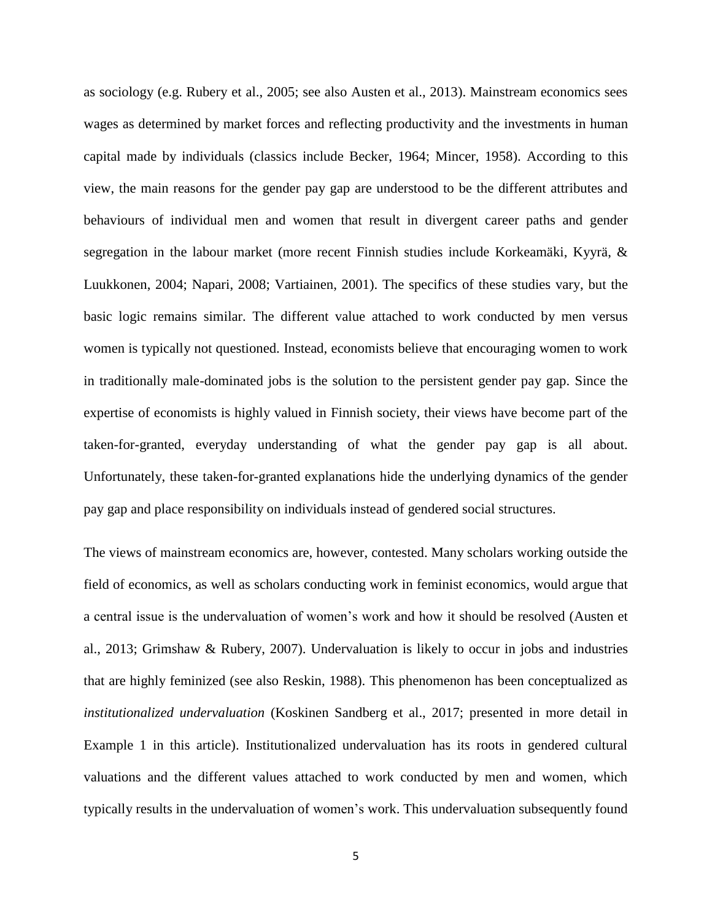as sociology (e.g. Rubery et al., 2005; see also Austen et al., 2013). Mainstream economics sees wages as determined by market forces and reflecting productivity and the investments in human capital made by individuals (classics include Becker, 1964; Mincer, 1958). According to this view, the main reasons for the gender pay gap are understood to be the different attributes and behaviours of individual men and women that result in divergent career paths and gender segregation in the labour market (more recent Finnish studies include Korkeamäki, Kyyrä, & Luukkonen, 2004; Napari, 2008; Vartiainen, 2001). The specifics of these studies vary, but the basic logic remains similar. The different value attached to work conducted by men versus women is typically not questioned. Instead, economists believe that encouraging women to work in traditionally male-dominated jobs is the solution to the persistent gender pay gap. Since the expertise of economists is highly valued in Finnish society, their views have become part of the taken-for-granted, everyday understanding of what the gender pay gap is all about. Unfortunately, these taken-for-granted explanations hide the underlying dynamics of the gender pay gap and place responsibility on individuals instead of gendered social structures.

The views of mainstream economics are, however, contested. Many scholars working outside the field of economics, as well as scholars conducting work in feminist economics, would argue that a central issue is the undervaluation of women's work and how it should be resolved (Austen et al., 2013; Grimshaw & Rubery, 2007). Undervaluation is likely to occur in jobs and industries that are highly feminized (see also Reskin, 1988). This phenomenon has been conceptualized as *institutionalized undervaluation* (Koskinen Sandberg et al., 2017; presented in more detail in Example 1 in this article). Institutionalized undervaluation has its roots in gendered cultural valuations and the different values attached to work conducted by men and women, which typically results in the undervaluation of women's work. This undervaluation subsequently found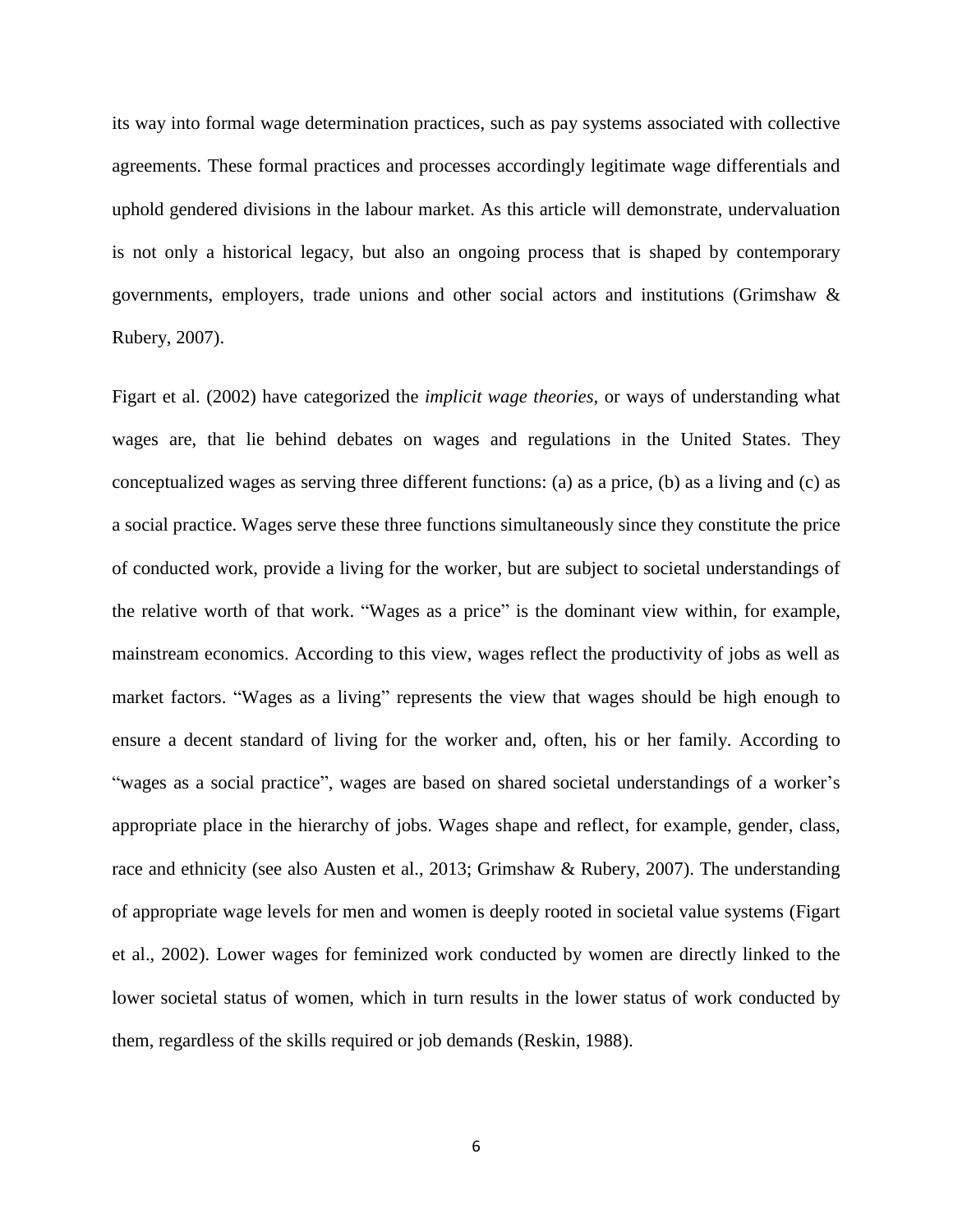its way into formal wage determination practices, such as pay systems associated with collective agreements. These formal practices and processes accordingly legitimate wage differentials and uphold gendered divisions in the labour market. As this article will demonstrate, undervaluation is not only a historical legacy, but also an ongoing process that is shaped by contemporary governments, employers, trade unions and other social actors and institutions (Grimshaw & Rubery, 2007).

Figart et al. (2002) have categorized the *implicit wage theories*, or ways of understanding what wages are, that lie behind debates on wages and regulations in the United States. They conceptualized wages as serving three different functions: (a) as a price, (b) as a living and (c) as a social practice. Wages serve these three functions simultaneously since they constitute the price of conducted work, provide a living for the worker, but are subject to societal understandings of the relative worth of that work. "Wages as a price" is the dominant view within, for example, mainstream economics. According to this view, wages reflect the productivity of jobs as well as market factors. "Wages as a living" represents the view that wages should be high enough to ensure a decent standard of living for the worker and, often, his or her family. According to "wages as a social practice", wages are based on shared societal understandings of a worker's appropriate place in the hierarchy of jobs. Wages shape and reflect, for example, gender, class, race and ethnicity (see also Austen et al., 2013; Grimshaw & Rubery, 2007). The understanding of appropriate wage levels for men and women is deeply rooted in societal value systems (Figart et al., 2002). Lower wages for feminized work conducted by women are directly linked to the lower societal status of women, which in turn results in the lower status of work conducted by them, regardless of the skills required or job demands (Reskin, 1988).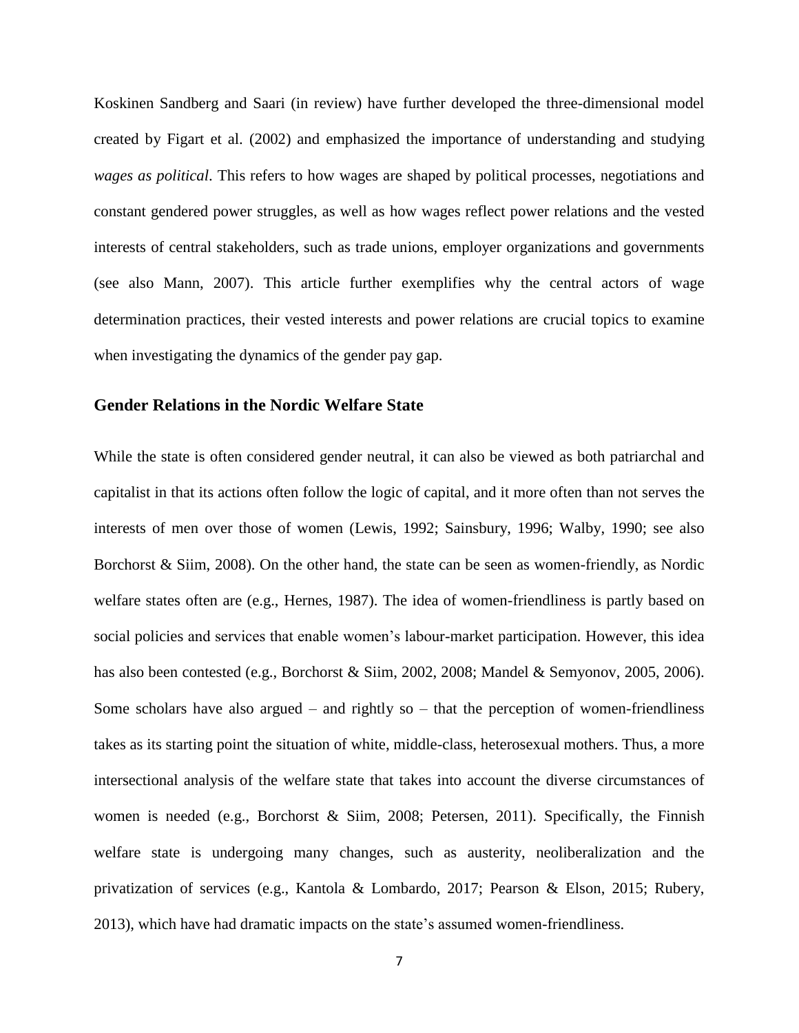Koskinen Sandberg and Saari (in review) have further developed the three-dimensional model created by Figart et al. (2002) and emphasized the importance of understanding and studying *wages as political*. This refers to how wages are shaped by political processes, negotiations and constant gendered power struggles, as well as how wages reflect power relations and the vested interests of central stakeholders, such as trade unions, employer organizations and governments (see also Mann, 2007). This article further exemplifies why the central actors of wage determination practices, their vested interests and power relations are crucial topics to examine when investigating the dynamics of the gender pay gap.

## Gender Relations in the Nordic Welfare State

While the state is often considered gender neutral, it can also be viewed as both patriarchal and capitalist in that its actions often follow the logic of capital, and it more often than not serves the interests of men over those of women (Lewis, 1992; Sainsbury, 1996; Walby, 1990; see also Borchorst & Siim, 2008). On the other hand, the state can be seen as women-friendly, as Nordic welfare states often are (e.g., Hernes, 1987). The idea of women-friendliness is partly based on social policies and services that enable women's labour-market participation. However, this idea has also been contested (e.g., Borchorst & Siim, 2002, 2008; Mandel & Semyonov, 2005, 2006). Some scholars have also argued – and rightly so – that the perception of women-friendliness takes as its starting point the situation of white, middle-class, heterosexual mothers. Thus, a more intersectional analysis of the welfare state that takes into account the diverse circumstances of women is needed (e.g., Borchorst & Siim, 2008; Petersen, 2011). Specifically, the Finnish welfare state is undergoing many changes, such as austerity, neoliberalization and the privatization of services (e.g., Kantola & Lombardo, 2017; Pearson & Elson, 2015; Rubery, 2013), which have had dramatic impacts on the state's assumed women-friendliness.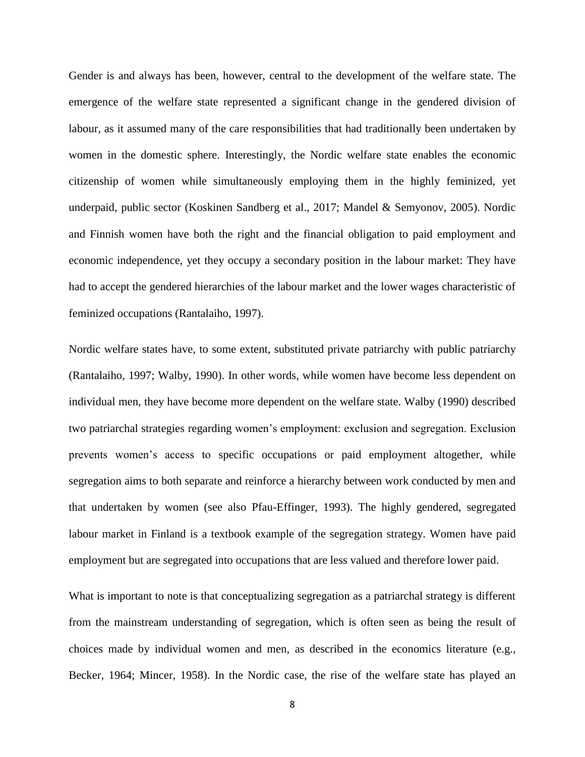Gender is and always has been, however, central to the development of the welfare state. The emergence of the welfare state represented a significant change in the gendered division of labour, as it assumed many of the care responsibilities that had traditionally been undertaken by women in the domestic sphere. Interestingly, the Nordic welfare state enables the economic citizenship of women while simultaneously employing them in the highly feminized, yet underpaid, public sector (Koskinen Sandberg et al., 2017; Mandel & Semyonov, 2005). Nordic and Finnish women have both the right and the financial obligation to paid employment and economic independence, yet they occupy a secondary position in the labour market: They have had to accept the gendered hierarchies of the labour market and the lower wages characteristic of feminized occupations (Rantalaiho, 1997).

Nordic welfare states have, to some extent, substituted private patriarchy with public patriarchy (Rantalaiho, 1997; Walby, 1990). In other words, while women have become less dependent on individual men, they have become more dependent on the welfare state. Walby (1990) described two patriarchal strategies regarding women's employment: exclusion and segregation. Exclusion prevents women's access to specific occupations or paid employment altogether, while segregation aims to both separate and reinforce a hierarchy between work conducted by men and that undertaken by women (see also Pfau-Effinger, 1993). The highly gendered, segregated labour market in Finland is a textbook example of the segregation strategy. Women have paid employment but are segregated into occupations that are less valued and therefore lower paid.

What is important to note is that conceptualizing segregation as a patriarchal strategy is different from the mainstream understanding of segregation, which is often seen as being the result of choices made by individual women and men, as described in the economics literature (e.g., Becker, 1964; Mincer, 1958). In the Nordic case, the rise of the welfare state has played an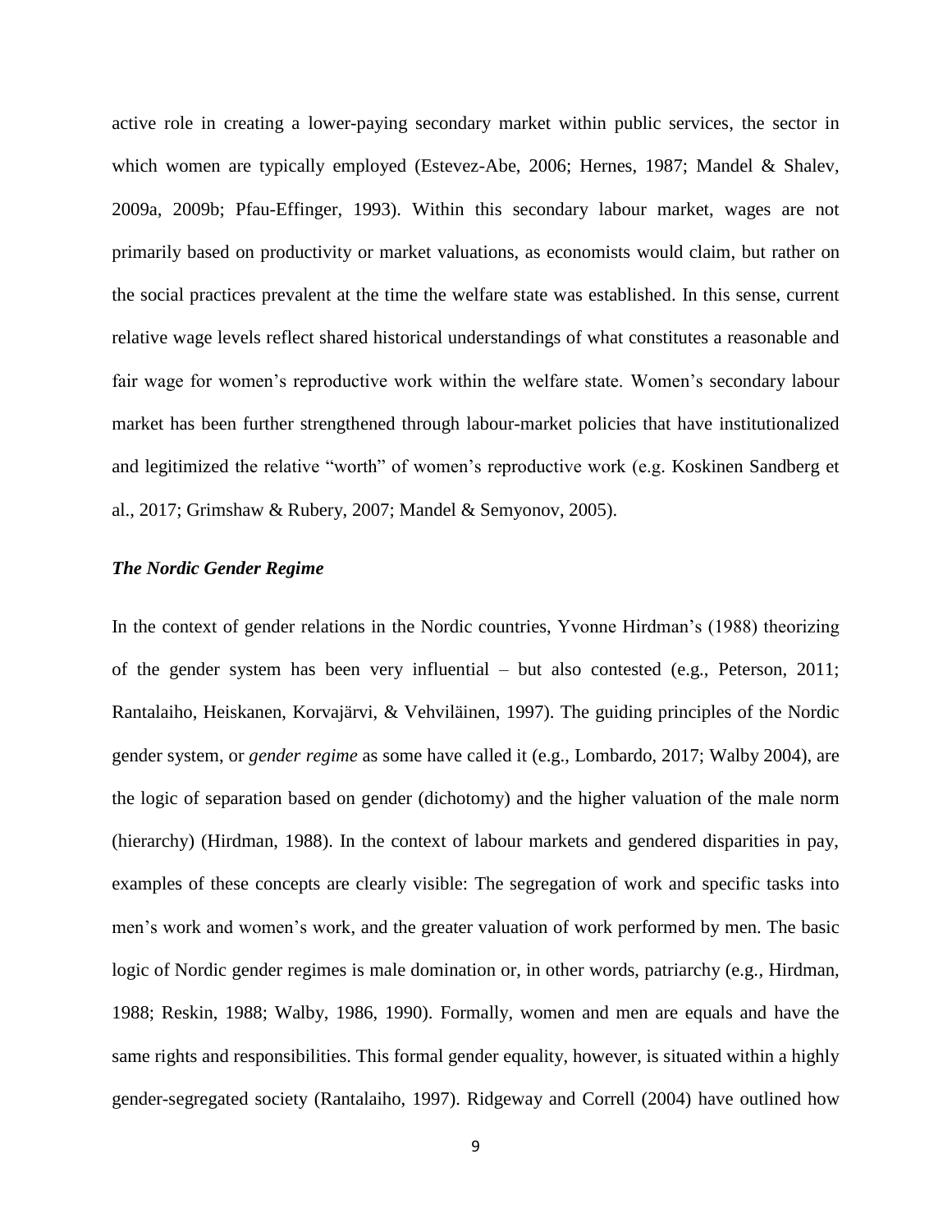active role in creating a lower-paying secondary market within public services, the sector in which women are typically employed (Estevez-Abe, 2006; Hernes, 1987; Mandel & Shalev, 2009a, 2009b; Pfau-Effinger, 1993). Within this secondary labour market, wages are not primarily based on productivity or market valuations, as economists would claim, but rather on the social practices prevalent at the time the welfare state was established. In this sense, current relative wage levels reflect shared historical understandings of what constitutes a reasonable and fair wage for women's reproductive work within the welfare state. Women's secondary labour market has been further strengthened through labour-market policies that have institutionalized and legitimized the relative "worth" of women's reproductive work (e.g. Koskinen Sandberg et al., 2017; Grimshaw & Rubery, 2007; Mandel & Semyonov, 2005).

### *The Nordic Gender Regime*

In the context of gender relations in the Nordic countries, Yvonne Hirdman's (1988) theorizing of the gender system has been very influential – but also contested (e.g., Peterson, 2011; Rantalaiho, Heiskanen, Korvajärvi, & Vehviläinen, 1997). The guiding principles of the Nordic gender system, or *gender regime* as some have called it (e.g., Lombardo, 2017; Walby 2004), are the logic of separation based on gender (dichotomy) and the higher valuation of the male norm (hierarchy) (Hirdman, 1988). In the context of labour markets and gendered disparities in pay, examples of these concepts are clearly visible: The segregation of work and specific tasks into men's work and women's work, and the greater valuation of work performed by men. The basic logic of Nordic gender regimes is male domination or, in other words, patriarchy (e.g., Hirdman, 1988; Reskin, 1988; Walby, 1986, 1990). Formally, women and men are equals and have the same rights and responsibilities. This formal gender equality, however, is situated within a highly gender-segregated society (Rantalaiho, 1997). Ridgeway and Correll (2004) have outlined how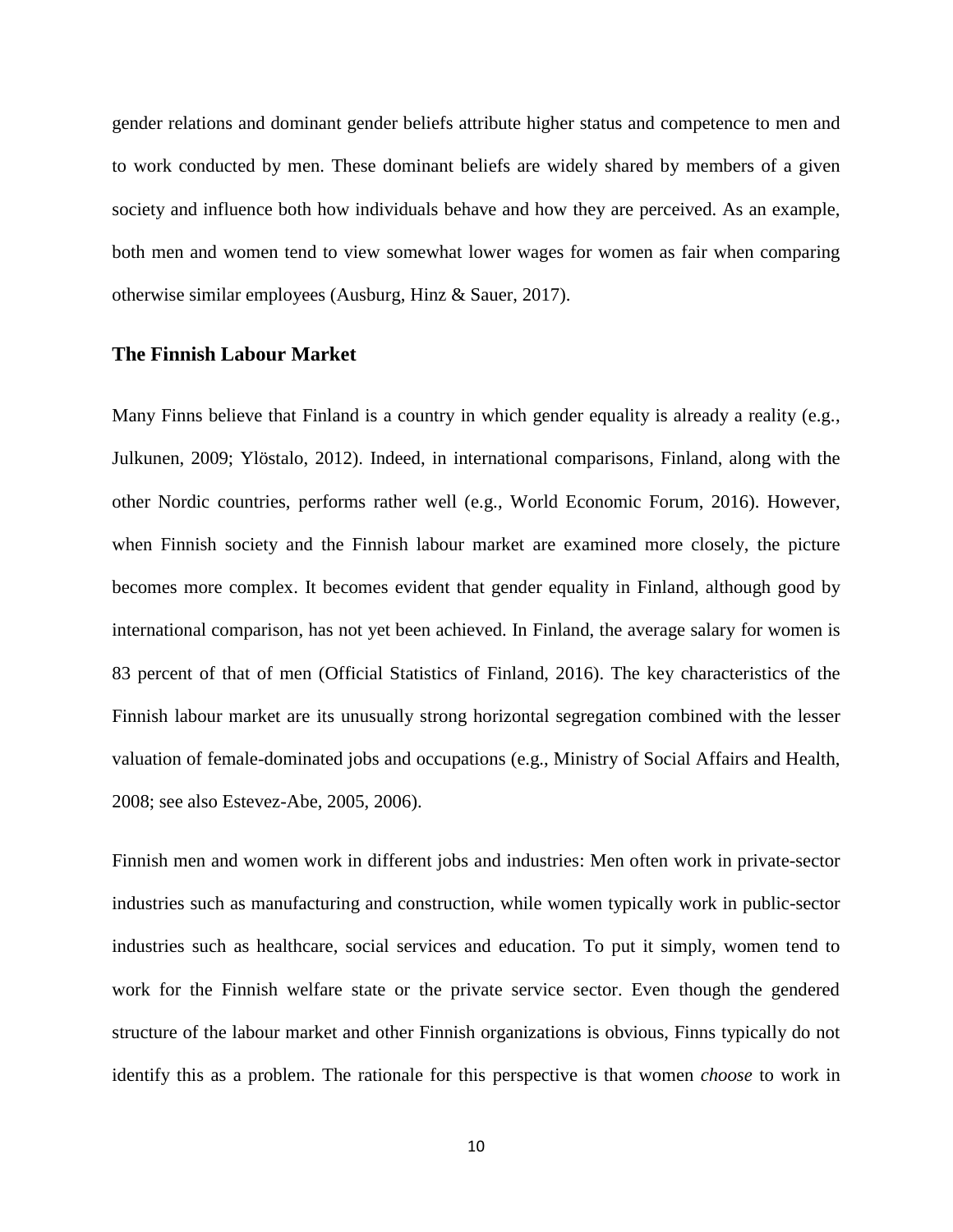gender relations and dominant gender beliefs attribute higher status and competence to men and to work conducted by men. These dominant beliefs are widely shared by members of a given society and influence both how individuals behave and how they are perceived. As an example, both men and women tend to view somewhat lower wages for women as fair when comparing otherwise similar employees (Ausburg, Hinz & Sauer, 2017).

## The Finnish Labour Market

Many Finns believe that Finland is a country in which gender equality is already a reality (e.g., Julkunen, 2009; Ylöstalo, 2012). Indeed, in international comparisons, Finland, along with the other Nordic countries, performs rather well (e.g., World Economic Forum, 2016). However, when Finnish society and the Finnish labour market are examined more closely, the picture becomes more complex. It becomes evident that gender equality in Finland, although good by international comparison, has not yet been achieved. In Finland, the average salary for women is 83 percent of that of men (Official Statistics of Finland, 2016). The key characteristics of the Finnish labour market are its unusually strong horizontal segregation combined with the lesser valuation of female-dominated jobs and occupations (e.g., Ministry of Social Affairs and Health, 2008; see also Estevez-Abe, 2005, 2006).

Finnish men and women work in different jobs and industries: Men often work in private-sector industries such as manufacturing and construction, while women typically work in public-sector industries such as healthcare, social services and education. To put it simply, women tend to work for the Finnish welfare state or the private service sector. Even though the gendered structure of the labour market and other Finnish organizations is obvious, Finns typically do not identify this as a problem. The rationale for this perspective is that women *choose* to work in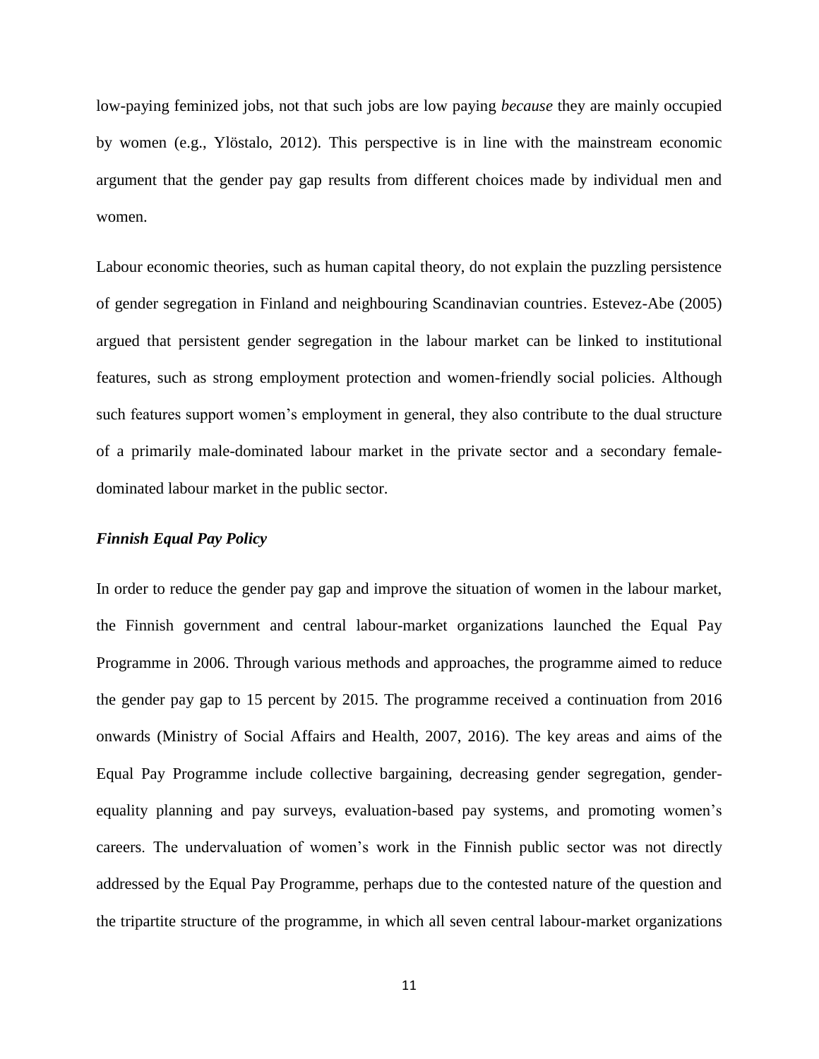low-paying feminized jobs, not that such jobs are low paying *because* they are mainly occupied by women (e.g., Ylöstalo, 2012). This perspective is in line with the mainstream economic argument that the gender pay gap results from different choices made by individual men and women.

Labour economic theories, such as human capital theory, do not explain the puzzling persistence of gender segregation in Finland and neighbouring Scandinavian countries. Estevez-Abe (2005) argued that persistent gender segregation in the labour market can be linked to institutional features, such as strong employment protection and women-friendly social policies. Although such features support women's employment in general, they also contribute to the dual structure of a primarily male-dominated labour market in the private sector and a secondary female-dominated labour market in the public sector.

### *Finnish Equal Pay Policy*

In order to reduce the gender pay gap and improve the situation of women in the labour market, the Finnish government and central labour-market organizations launched the Equal Pay Programme in 2006. Through various methods and approaches, the programme aimed to reduce the gender pay gap to 15 percent by 2015. The programme received a continuation from 2016 onwards (Ministry of Social Affairs and Health, 2007, 2016). The key areas and aims of the Equal Pay Programme include collective bargaining, decreasing gender segregation, gender-equality planning and pay surveys, evaluation-based pay systems, and promoting women's careers. The undervaluation of women's work in the Finnish public sector was not directly addressed by the Equal Pay Programme, perhaps due to the contested nature of the question and the tripartite structure of the programme, in which all seven central labour-market organizations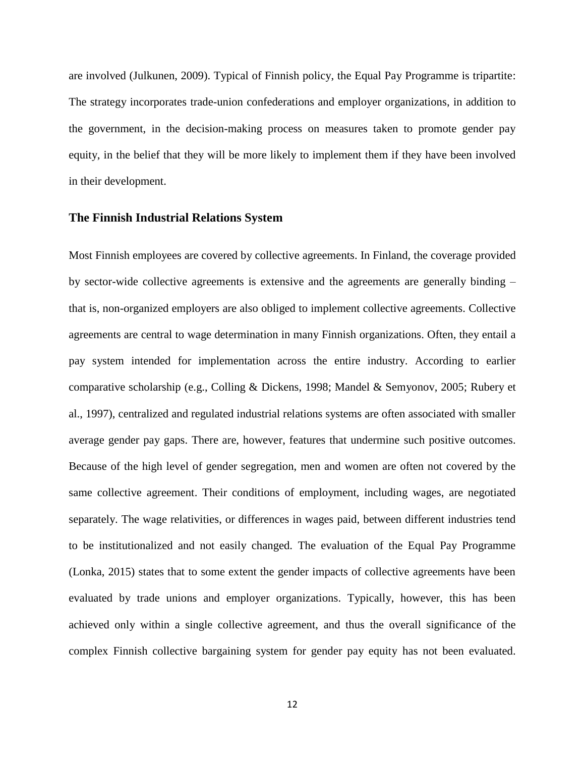are involved (Julkunen, 2009). Typical of Finnish policy, the Equal Pay Programme is tripartite: The strategy incorporates trade-union confederations and employer organizations, in addition to the government, in the decision-making process on measures taken to promote gender pay equity, in the belief that they will be more likely to implement them if they have been involved in their development.

### The Finnish Industrial Relations System

Most Finnish employees are covered by collective agreements. In Finland, the coverage provided by sector-wide collective agreements is extensive and the agreements are generally binding – that is, non-organized employers are also obliged to implement collective agreements. Collective agreements are central to wage determination in many Finnish organizations. Often, they entail a pay system intended for implementation across the entire industry. According to earlier comparative scholarship (e.g., Colling & Dickens, 1998; Mandel & Semyonov, 2005; Rubery et al., 1997), centralized and regulated industrial relations systems are often associated with smaller average gender pay gaps. There are, however, features that undermine such positive outcomes. Because of the high level of gender segregation, men and women are often not covered by the same collective agreement. Their conditions of employment, including wages, are negotiated separately. The wage relativities, or differences in wages paid, between different industries tend to be institutionalized and not easily changed. The evaluation of the Equal Pay Programme (Lonka, 2015) states that to some extent the gender impacts of collective agreements have been evaluated by trade unions and employer organizations. Typically, however, this has been achieved only within a single collective agreement, and thus the overall significance of the complex Finnish collective bargaining system for gender pay equity has not been evaluated.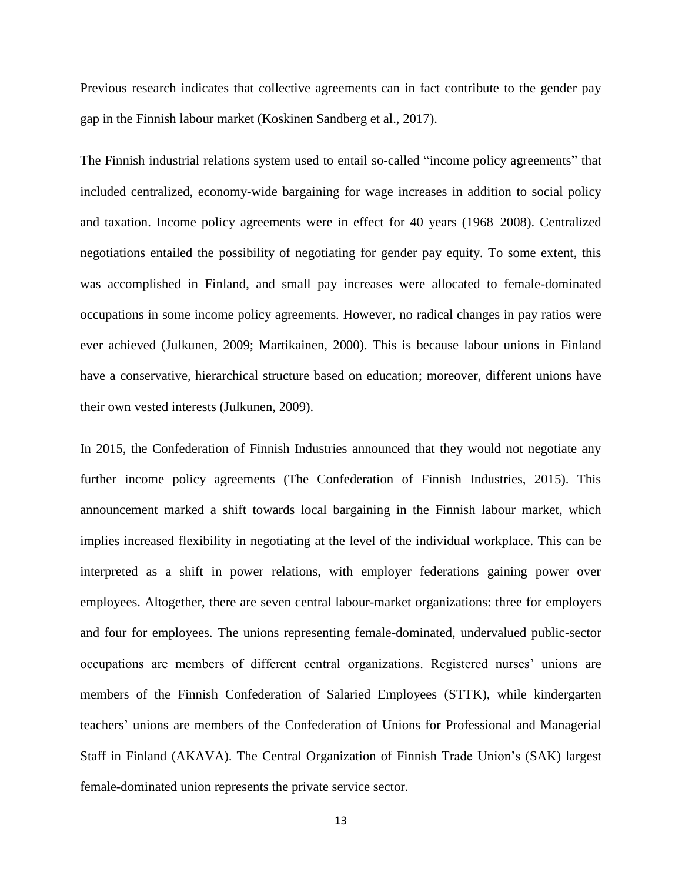Previous research indicates that collective agreements can in fact contribute to the gender pay gap in the Finnish labour market (Koskinen Sandberg et al., 2017).

The Finnish industrial relations system used to entail so-called "income policy agreements" that included centralized, economy-wide bargaining for wage increases in addition to social policy and taxation. Income policy agreements were in effect for 40 years (1968–2008). Centralized negotiations entailed the possibility of negotiating for gender pay equity. To some extent, this was accomplished in Finland, and small pay increases were allocated to female-dominated occupations in some income policy agreements. However, no radical changes in pay ratios were ever achieved (Julkunen, 2009; Martikainen, 2000). This is because labour unions in Finland have a conservative, hierarchical structure based on education; moreover, different unions have their own vested interests (Julkunen, 2009).

In 2015, the Confederation of Finnish Industries announced that they would not negotiate any further income policy agreements (The Confederation of Finnish Industries, 2015). This announcement marked a shift towards local bargaining in the Finnish labour market, which implies increased flexibility in negotiating at the level of the individual workplace. This can be interpreted as a shift in power relations, with employer federations gaining power over employees. Altogether, there are seven central labour-market organizations: three for employers and four for employees. The unions representing female-dominated, undervalued public-sector occupations are members of different central organizations. Registered nurses' unions are members of the Finnish Confederation of Salaried Employees (STTK), while kindergarten teachers' unions are members of the Confederation of Unions for Professional and Managerial Staff in Finland (AKAVA). The Central Organization of Finnish Trade Union's (SAK) largest female-dominated union represents the private service sector.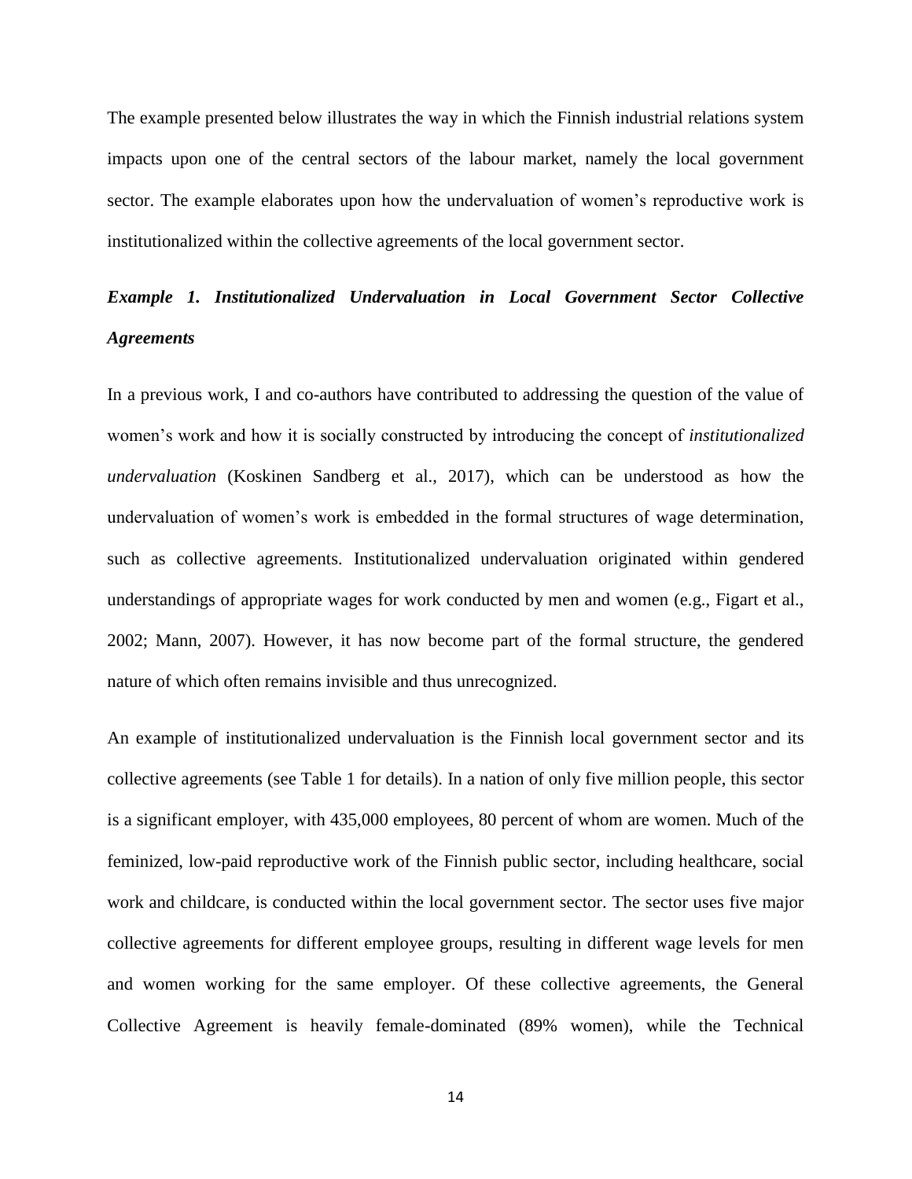The example presented below illustrates the way in which the Finnish industrial relations system impacts upon one of the central sectors of the labour market, namely the local government sector. The example elaborates upon how the undervaluation of women's reproductive work is institutionalized within the collective agreements of the local government sector.

***Example 1. Institutionalized Undervaluation in Local Government Sector Collective Agreements***

In a previous work, I and co-authors have contributed to addressing the question of the value of women's work and how it is socially constructed by introducing the concept of *institutionalized undervaluation* (Koskinen Sandberg et al., 2017), which can be understood as how the undervaluation of women's work is embedded in the formal structures of wage determination, such as collective agreements. Institutionalized undervaluation originated within gendered understandings of appropriate wages for work conducted by men and women (e.g., Figart et al., 2002; Mann, 2007). However, it has now become part of the formal structure, the gendered nature of which often remains invisible and thus unrecognized.

An example of institutionalized undervaluation is the Finnish local government sector and its collective agreements (see Table 1 for details). In a nation of only five million people, this sector is a significant employer, with 435,000 employees, 80 percent of whom are women. Much of the feminized, low-paid reproductive work of the Finnish public sector, including healthcare, social work and childcare, is conducted within the local government sector. The sector uses five major collective agreements for different employee groups, resulting in different wage levels for men and women working for the same employer. Of these collective agreements, the General Collective Agreement is heavily female-dominated (89% women), while the Technical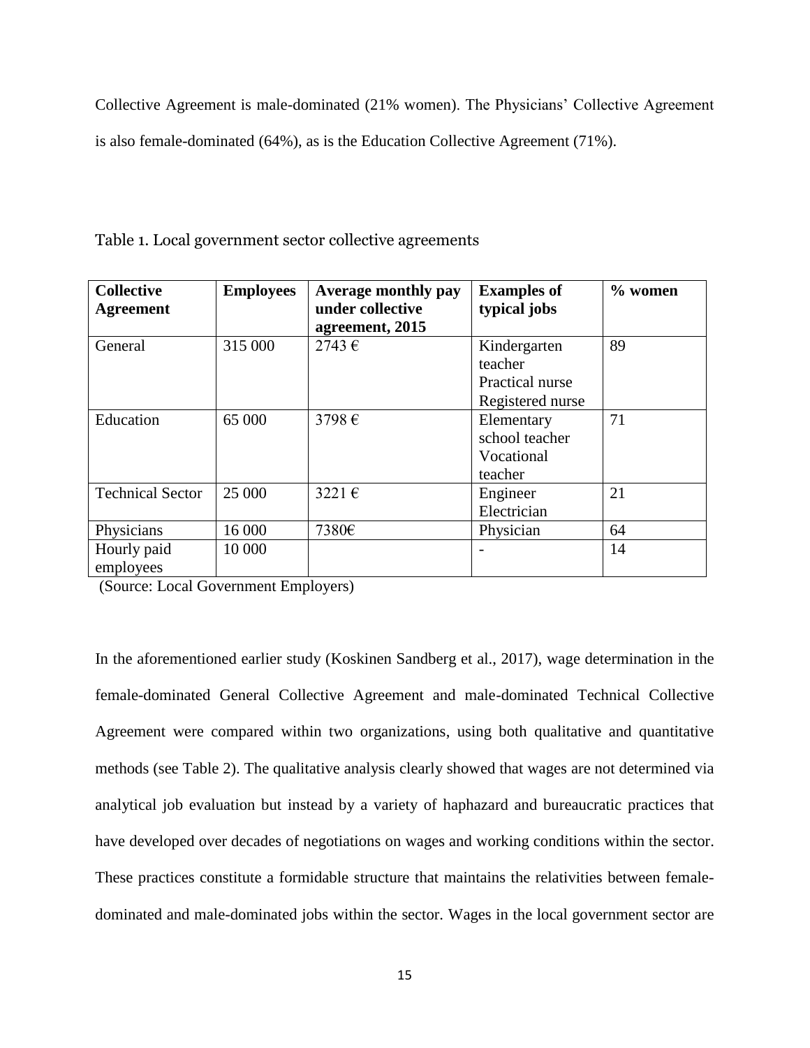Collective Agreement is male-dominated (21% women). The Physicians' Collective Agreement is also female-dominated (64%), as is the Education Collective Agreement (71%).

Table 1. Local government sector collective agreements

| Collective Agreement | Employees | Average monthly pay under collective agreement, 2015 | Examples of typical jobs | % women |
|---|---|---|---|---|
| General | 315 000 | 2743 € | Kindergarten teacher<br>Practical nurse<br>Registered nurse | 89 |
| Education | 65 000 | 3798 € | Elementary school teacher<br>Vocational teacher | 71 |
| Technical Sector | 25 000 | 3221 € | Engineer<br>Electrician | 21 |
| Physicians | 16 000 | 7380€ | Physician | 64 |
| Hourly paid employees | 10 000 | | - | 14 |

(Source: Local Government Employers)

In the aforementioned earlier study (Koskinen Sandberg et al., 2017), wage determination in the female-dominated General Collective Agreement and male-dominated Technical Collective Agreement were compared within two organizations, using both qualitative and quantitative methods (see Table 2). The qualitative analysis clearly showed that wages are not determined via analytical job evaluation but instead by a variety of haphazard and bureaucratic practices that have developed over decades of negotiations on wages and working conditions within the sector. These practices constitute a formidable structure that maintains the relativities between female-dominated and male-dominated jobs within the sector. Wages in the local government sector are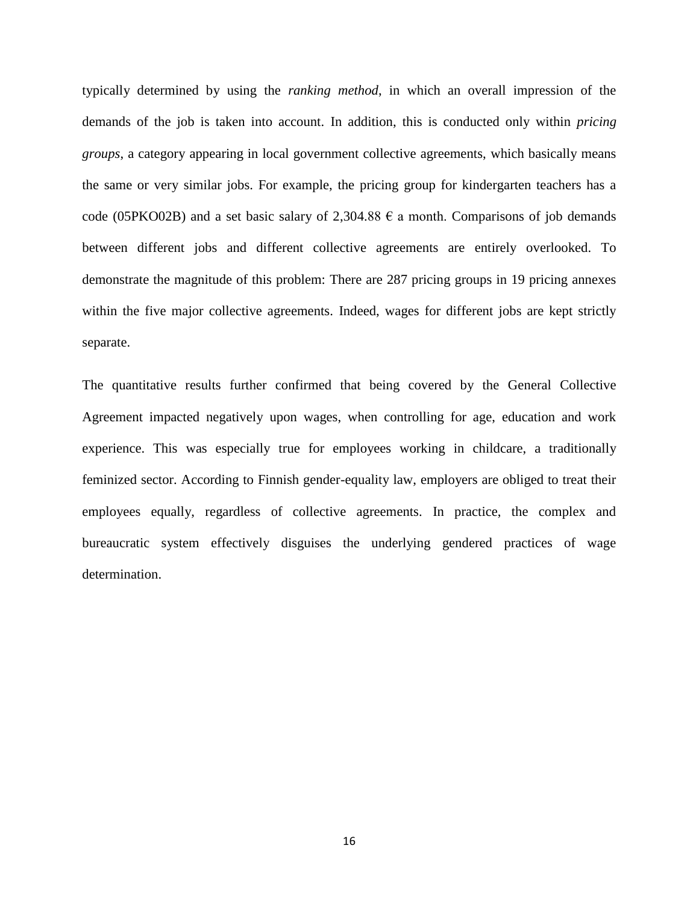typically determined by using the *ranking method*, in which an overall impression of the demands of the job is taken into account. In addition, this is conducted only within *pricing groups*, a category appearing in local government collective agreements, which basically means the same or very similar jobs. For example, the pricing group for kindergarten teachers has a code (05PKO02B) and a set basic salary of 2,304.88 € a month. Comparisons of job demands between different jobs and different collective agreements are entirely overlooked. To demonstrate the magnitude of this problem: There are 287 pricing groups in 19 pricing annexes within the five major collective agreements. Indeed, wages for different jobs are kept strictly separate.

The quantitative results further confirmed that being covered by the General Collective Agreement impacted negatively upon wages, when controlling for age, education and work experience. This was especially true for employees working in childcare, a traditionally feminized sector. According to Finnish gender-equality law, employers are obliged to treat their employees equally, regardless of collective agreements. In practice, the complex and bureaucratic system effectively disguises the underlying gendered practices of wage determination.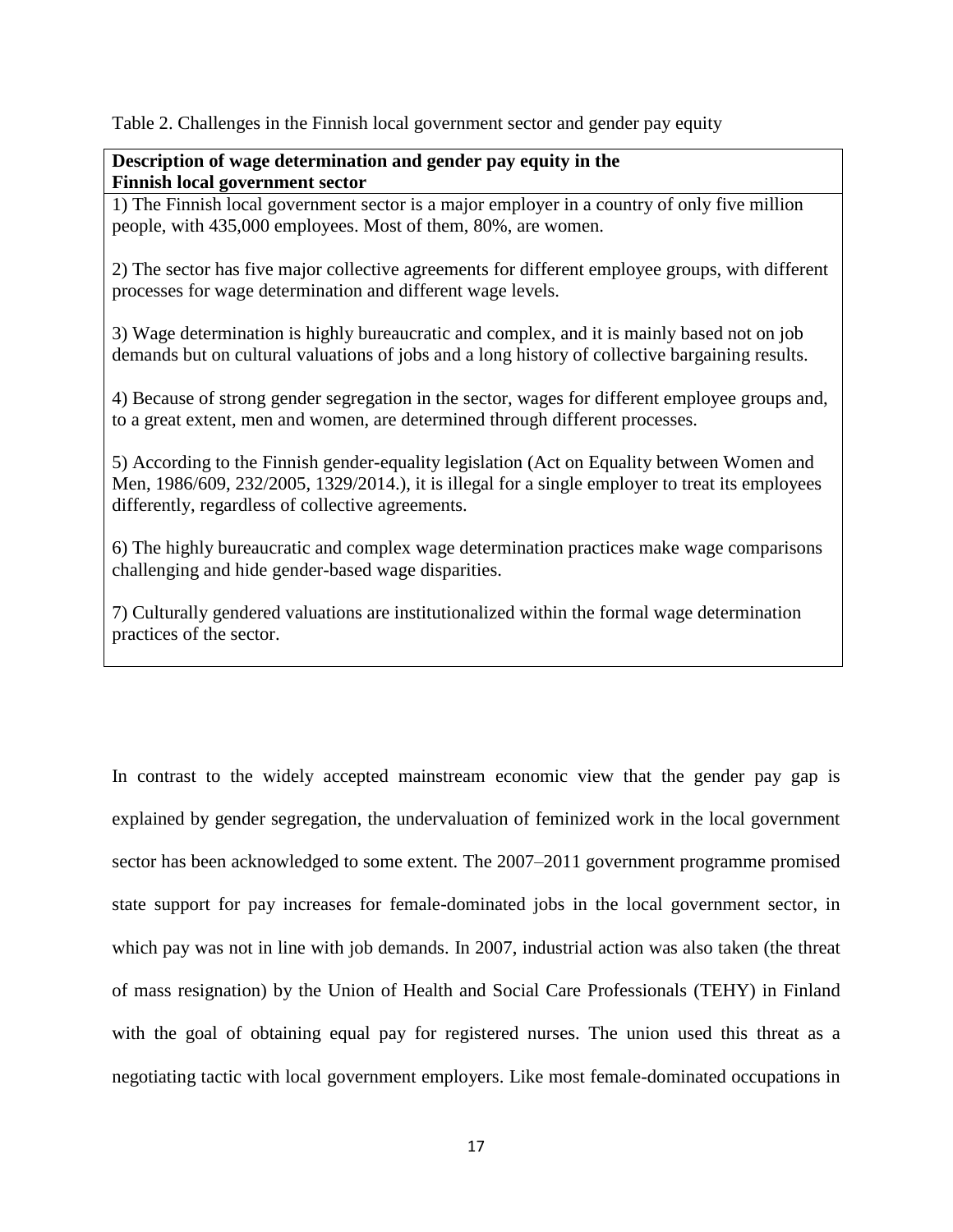Table 2. Challenges in the Finnish local government sector and gender pay equity

| **Description of wage determination and gender pay equity in the Finnish local government sector** |
|---|
| 1) The Finnish local government sector is a major employer in a country of only five million people, with 435,000 employees. Most of them, 80%, are women.<br><br>2) The sector has five major collective agreements for different employee groups, with different processes for wage determination and different wage levels.<br><br>3) Wage determination is highly bureaucratic and complex, and it is mainly based not on job demands but on cultural valuations of jobs and a long history of collective bargaining results.<br><br>4) Because of strong gender segregation in the sector, wages for different employee groups and, to a great extent, men and women, are determined through different processes.<br><br>5) According to the Finnish gender-equality legislation (Act on Equality between Women and Men, 1986/609, 232/2005, 1329/2014.), it is illegal for a single employer to treat its employees differently, regardless of collective agreements.<br><br>6) The highly bureaucratic and complex wage determination practices make wage comparisons challenging and hide gender-based wage disparities.<br><br>7) Culturally gendered valuations are institutionalized within the formal wage determination practices of the sector. |

In contrast to the widely accepted mainstream economic view that the gender pay gap is explained by gender segregation, the undervaluation of feminized work in the local government sector has been acknowledged to some extent. The 2007–2011 government programme promised state support for pay increases for female-dominated jobs in the local government sector, in which pay was not in line with job demands. In 2007, industrial action was also taken (the threat of mass resignation) by the Union of Health and Social Care Professionals (TEHY) in Finland with the goal of obtaining equal pay for registered nurses. The union used this threat as a negotiating tactic with local government employers. Like most female-dominated occupations in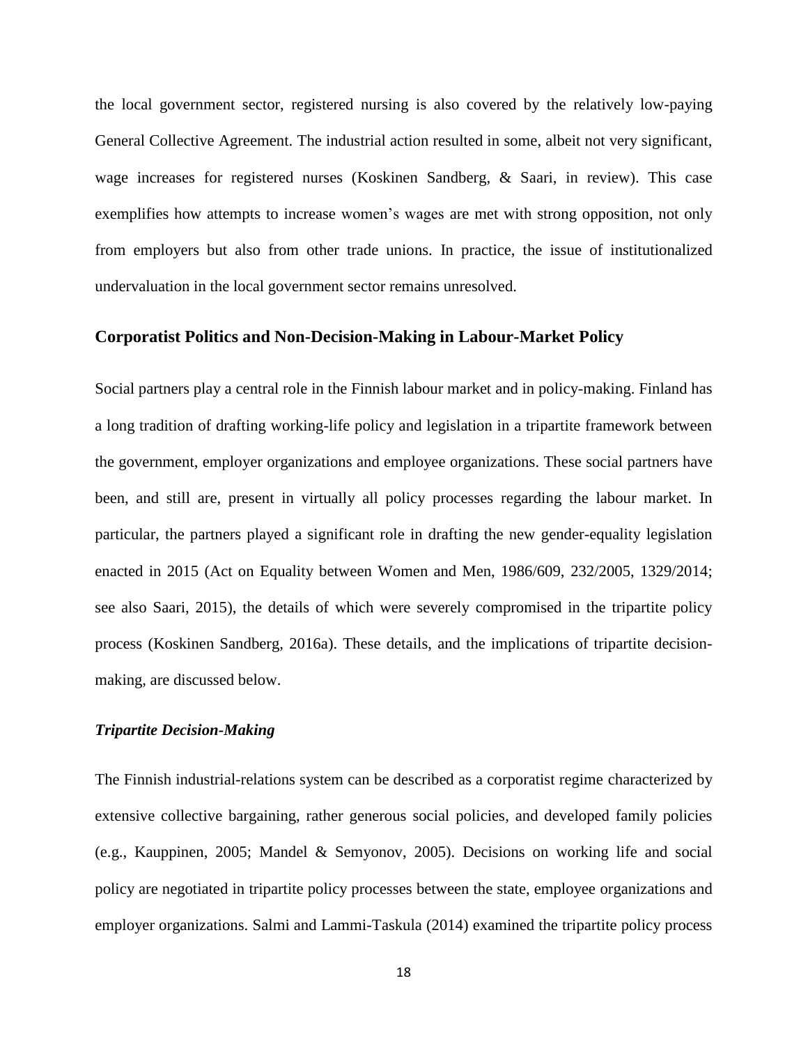the local government sector, registered nursing is also covered by the relatively low-paying General Collective Agreement. The industrial action resulted in some, albeit not very significant, wage increases for registered nurses (Koskinen Sandberg, & Saari, in review). This case exemplifies how attempts to increase women's wages are met with strong opposition, not only from employers but also from other trade unions. In practice, the issue of institutionalized undervaluation in the local government sector remains unresolved.

## Corporatist Politics and Non-Decision-Making in Labour-Market Policy

Social partners play a central role in the Finnish labour market and in policy-making. Finland has a long tradition of drafting working-life policy and legislation in a tripartite framework between the government, employer organizations and employee organizations. These social partners have been, and still are, present in virtually all policy processes regarding the labour market. In particular, the partners played a significant role in drafting the new gender-equality legislation enacted in 2015 (Act on Equality between Women and Men, 1986/609, 232/2005, 1329/2014; see also Saari, 2015), the details of which were severely compromised in the tripartite policy process (Koskinen Sandberg, 2016a). These details, and the implications of tripartite decision-making, are discussed below.

### *Tripartite Decision-Making*

The Finnish industrial-relations system can be described as a corporatist regime characterized by extensive collective bargaining, rather generous social policies, and developed family policies (e.g., Kauppinen, 2005; Mandel & Semyonov, 2005). Decisions on working life and social policy are negotiated in tripartite policy processes between the state, employee organizations and employer organizations. Salmi and Lammi-Taskula (2014) examined the tripartite policy process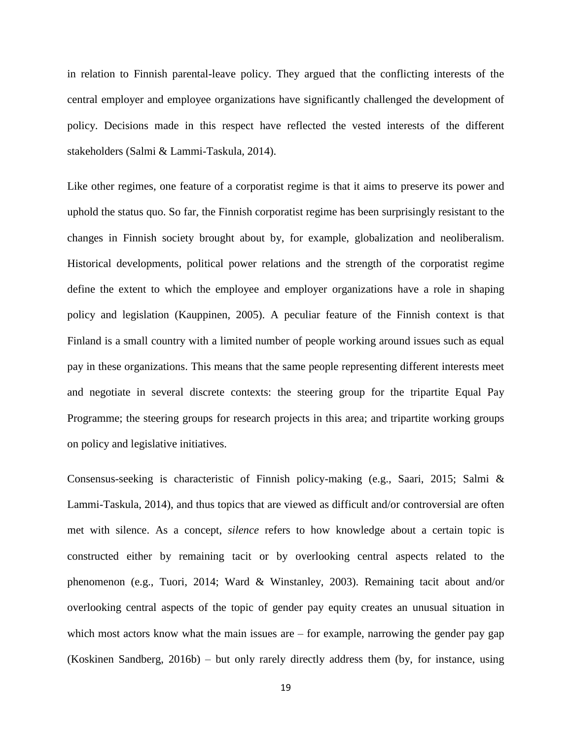in relation to Finnish parental-leave policy. They argued that the conflicting interests of the central employer and employee organizations have significantly challenged the development of policy. Decisions made in this respect have reflected the vested interests of the different stakeholders (Salmi & Lammi-Taskula, 2014).

Like other regimes, one feature of a corporatist regime is that it aims to preserve its power and uphold the status quo. So far, the Finnish corporatist regime has been surprisingly resistant to the changes in Finnish society brought about by, for example, globalization and neoliberalism. Historical developments, political power relations and the strength of the corporatist regime define the extent to which the employee and employer organizations have a role in shaping policy and legislation (Kauppinen, 2005). A peculiar feature of the Finnish context is that Finland is a small country with a limited number of people working around issues such as equal pay in these organizations. This means that the same people representing different interests meet and negotiate in several discrete contexts: the steering group for the tripartite Equal Pay Programme; the steering groups for research projects in this area; and tripartite working groups on policy and legislative initiatives.

Consensus-seeking is characteristic of Finnish policy-making (e.g., Saari, 2015; Salmi & Lammi-Taskula, 2014), and thus topics that are viewed as difficult and/or controversial are often met with silence. As a concept, *silence* refers to how knowledge about a certain topic is constructed either by remaining tacit or by overlooking central aspects related to the phenomenon (e.g., Tuori, 2014; Ward & Winstanley, 2003). Remaining tacit about and/or overlooking central aspects of the topic of gender pay equity creates an unusual situation in which most actors know what the main issues are – for example, narrowing the gender pay gap (Koskinen Sandberg, 2016b) – but only rarely directly address them (by, for instance, using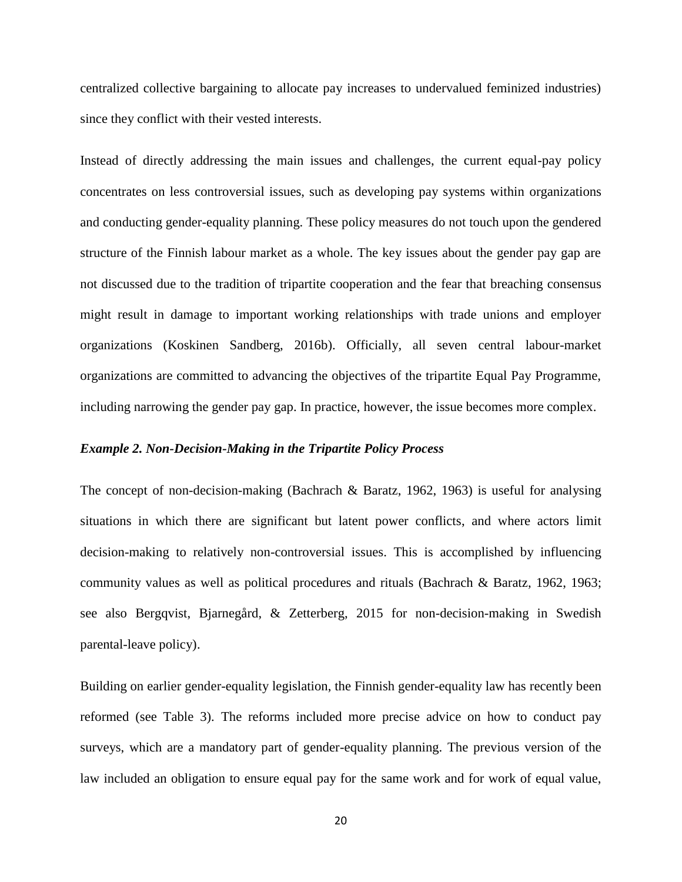centralized collective bargaining to allocate pay increases to undervalued feminized industries) since they conflict with their vested interests.

Instead of directly addressing the main issues and challenges, the current equal-pay policy concentrates on less controversial issues, such as developing pay systems within organizations and conducting gender-equality planning. These policy measures do not touch upon the gendered structure of the Finnish labour market as a whole. The key issues about the gender pay gap are not discussed due to the tradition of tripartite cooperation and the fear that breaching consensus might result in damage to important working relationships with trade unions and employer organizations (Koskinen Sandberg, 2016b). Officially, all seven central labour-market organizations are committed to advancing the objectives of the tripartite Equal Pay Programme, including narrowing the gender pay gap. In practice, however, the issue becomes more complex.

### *Example 2. Non-Decision-Making in the Tripartite Policy Process*

The concept of non-decision-making (Bachrach & Baratz, 1962, 1963) is useful for analysing situations in which there are significant but latent power conflicts, and where actors limit decision-making to relatively non-controversial issues. This is accomplished by influencing community values as well as political procedures and rituals (Bachrach & Baratz, 1962, 1963; see also Bergqvist, Bjarnegård, & Zetterberg, 2015 for non-decision-making in Swedish parental-leave policy).

Building on earlier gender-equality legislation, the Finnish gender-equality law has recently been reformed (see Table 3). The reforms included more precise advice on how to conduct pay surveys, which are a mandatory part of gender-equality planning. The previous version of the law included an obligation to ensure equal pay for the same work and for work of equal value,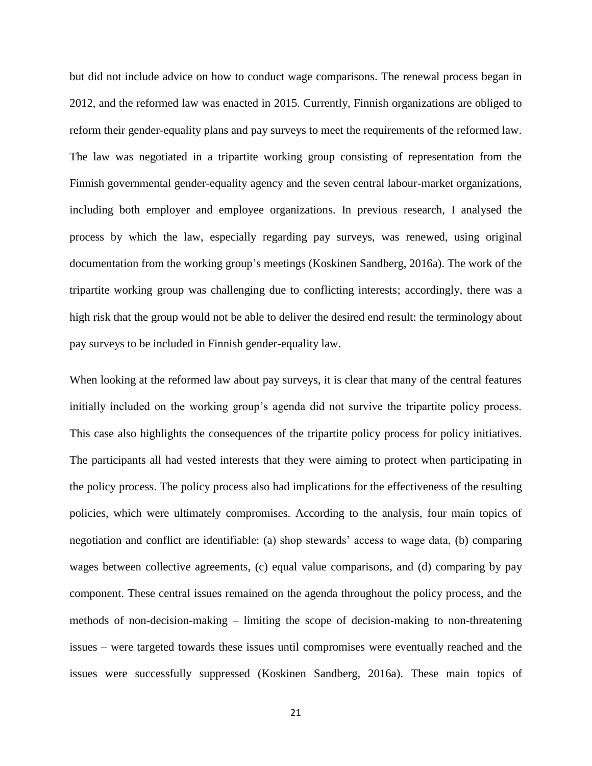but did not include advice on how to conduct wage comparisons. The renewal process began in 2012, and the reformed law was enacted in 2015. Currently, Finnish organizations are obliged to reform their gender-equality plans and pay surveys to meet the requirements of the reformed law. The law was negotiated in a tripartite working group consisting of representation from the Finnish governmental gender-equality agency and the seven central labour-market organizations, including both employer and employee organizations. In previous research, I analysed the process by which the law, especially regarding pay surveys, was renewed, using original documentation from the working group's meetings (Koskinen Sandberg, 2016a). The work of the tripartite working group was challenging due to conflicting interests; accordingly, there was a high risk that the group would not be able to deliver the desired end result: the terminology about pay surveys to be included in Finnish gender-equality law.

When looking at the reformed law about pay surveys, it is clear that many of the central features initially included on the working group's agenda did not survive the tripartite policy process. This case also highlights the consequences of the tripartite policy process for policy initiatives. The participants all had vested interests that they were aiming to protect when participating in the policy process. The policy process also had implications for the effectiveness of the resulting policies, which were ultimately compromises. According to the analysis, four main topics of negotiation and conflict are identifiable: (a) shop stewards' access to wage data, (b) comparing wages between collective agreements, (c) equal value comparisons, and (d) comparing by pay component. These central issues remained on the agenda throughout the policy process, and the methods of non-decision-making – limiting the scope of decision-making to non-threatening issues – were targeted towards these issues until compromises were eventually reached and the issues were successfully suppressed (Koskinen Sandberg, 2016a). These main topics of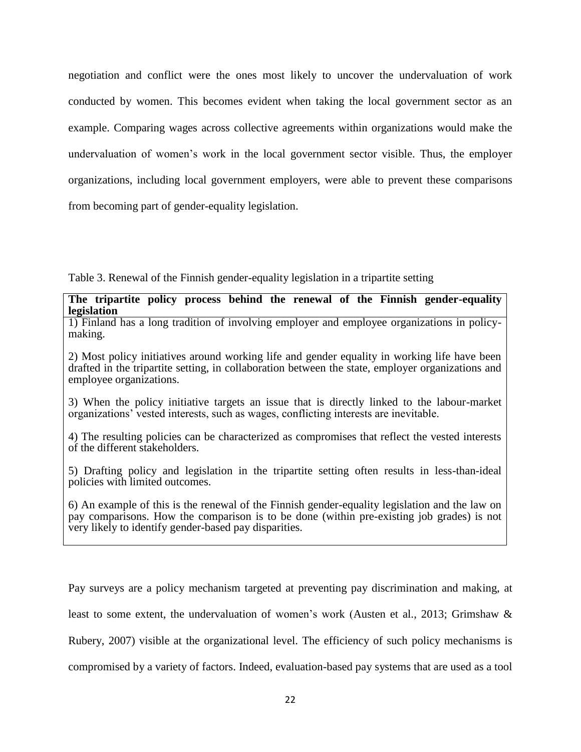negotiation and conflict were the ones most likely to uncover the undervaluation of work conducted by women. This becomes evident when taking the local government sector as an example. Comparing wages across collective agreements within organizations would make the undervaluation of women's work in the local government sector visible. Thus, the employer organizations, including local government employers, were able to prevent these comparisons from becoming part of gender-equality legislation.

Table 3. Renewal of the Finnish gender-equality legislation in a tripartite setting

| **The tripartite policy process behind the renewal of the Finnish gender-equality legislation** |
|---|
| 1) Finland has a long tradition of involving employer and employee organizations in policy-making.<br><br>2) Most policy initiatives around working life and gender equality in working life have been drafted in the tripartite setting, in collaboration between the state, employer organizations and employee organizations.<br><br>3) When the policy initiative targets an issue that is directly linked to the labour-market organizations' vested interests, such as wages, conflicting interests are inevitable.<br><br>4) The resulting policies can be characterized as compromises that reflect the vested interests of the different stakeholders.<br><br>5) Drafting policy and legislation in the tripartite setting often results in less-than-ideal policies with limited outcomes.<br><br>6) An example of this is the renewal of the Finnish gender-equality legislation and the law on pay comparisons. How the comparison is to be done (within pre-existing job grades) is not very likely to identify gender-based pay disparities. |

Pay surveys are a policy mechanism targeted at preventing pay discrimination and making, at least to some extent, the undervaluation of women's work (Austen et al., 2013; Grimshaw & Rubery, 2007) visible at the organizational level. The efficiency of such policy mechanisms is compromised by a variety of factors. Indeed, evaluation-based pay systems that are used as a tool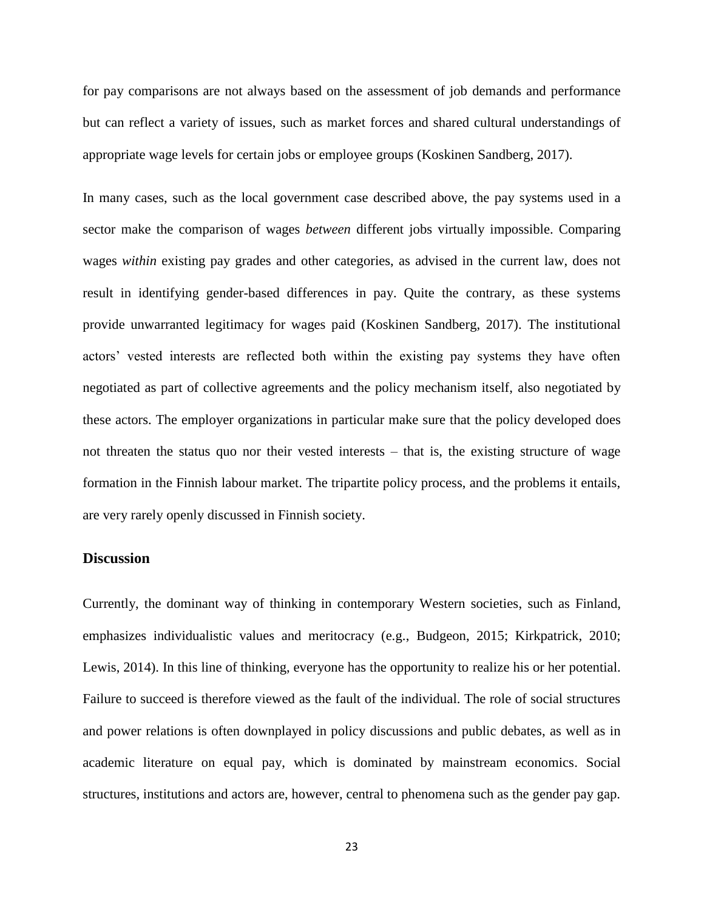for pay comparisons are not always based on the assessment of job demands and performance but can reflect a variety of issues, such as market forces and shared cultural understandings of appropriate wage levels for certain jobs or employee groups (Koskinen Sandberg, 2017).

In many cases, such as the local government case described above, the pay systems used in a sector make the comparison of wages *between* different jobs virtually impossible. Comparing wages *within* existing pay grades and other categories, as advised in the current law, does not result in identifying gender-based differences in pay. Quite the contrary, as these systems provide unwarranted legitimacy for wages paid (Koskinen Sandberg, 2017). The institutional actors' vested interests are reflected both within the existing pay systems they have often negotiated as part of collective agreements and the policy mechanism itself, also negotiated by these actors. The employer organizations in particular make sure that the policy developed does not threaten the status quo nor their vested interests – that is, the existing structure of wage formation in the Finnish labour market. The tripartite policy process, and the problems it entails, are very rarely openly discussed in Finnish society.

## Discussion

Currently, the dominant way of thinking in contemporary Western societies, such as Finland, emphasizes individualistic values and meritocracy (e.g., Budgeon, 2015; Kirkpatrick, 2010; Lewis, 2014). In this line of thinking, everyone has the opportunity to realize his or her potential. Failure to succeed is therefore viewed as the fault of the individual. The role of social structures and power relations is often downplayed in policy discussions and public debates, as well as in academic literature on equal pay, which is dominated by mainstream economics. Social structures, institutions and actors are, however, central to phenomena such as the gender pay gap.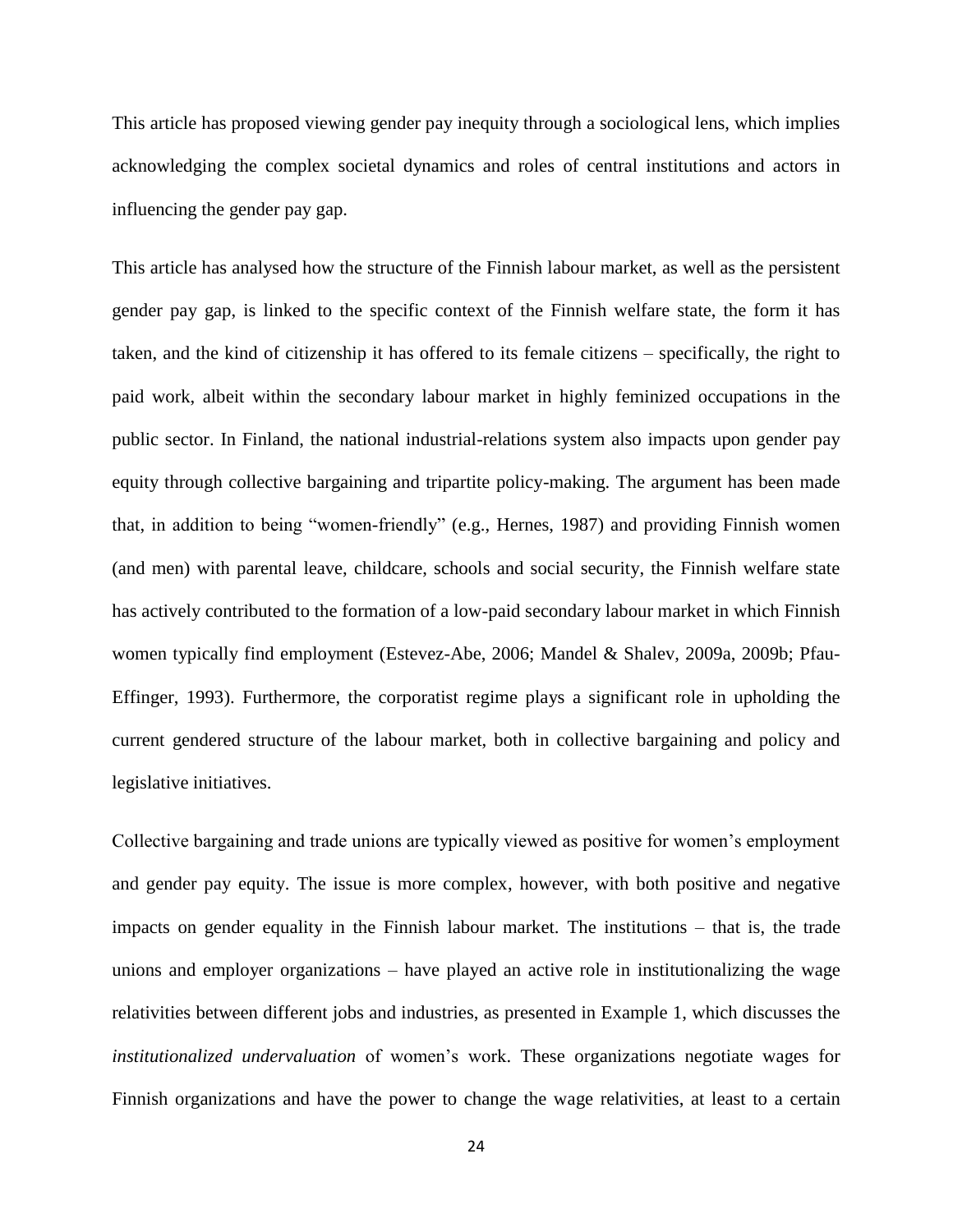This article has proposed viewing gender pay inequity through a sociological lens, which implies acknowledging the complex societal dynamics and roles of central institutions and actors in influencing the gender pay gap.

This article has analysed how the structure of the Finnish labour market, as well as the persistent gender pay gap, is linked to the specific context of the Finnish welfare state, the form it has taken, and the kind of citizenship it has offered to its female citizens – specifically, the right to paid work, albeit within the secondary labour market in highly feminized occupations in the public sector. In Finland, the national industrial-relations system also impacts upon gender pay equity through collective bargaining and tripartite policy-making. The argument has been made that, in addition to being "women-friendly" (e.g., Hernes, 1987) and providing Finnish women (and men) with parental leave, childcare, schools and social security, the Finnish welfare state has actively contributed to the formation of a low-paid secondary labour market in which Finnish women typically find employment (Estevez-Abe, 2006; Mandel & Shalev, 2009a, 2009b; Pfau-Effinger, 1993). Furthermore, the corporatist regime plays a significant role in upholding the current gendered structure of the labour market, both in collective bargaining and policy and legislative initiatives.

Collective bargaining and trade unions are typically viewed as positive for women's employment and gender pay equity. The issue is more complex, however, with both positive and negative impacts on gender equality in the Finnish labour market. The institutions – that is, the trade unions and employer organizations – have played an active role in institutionalizing the wage relativities between different jobs and industries, as presented in Example 1, which discusses the *institutionalized undervaluation* of women's work. These organizations negotiate wages for Finnish organizations and have the power to change the wage relativities, at least to a certain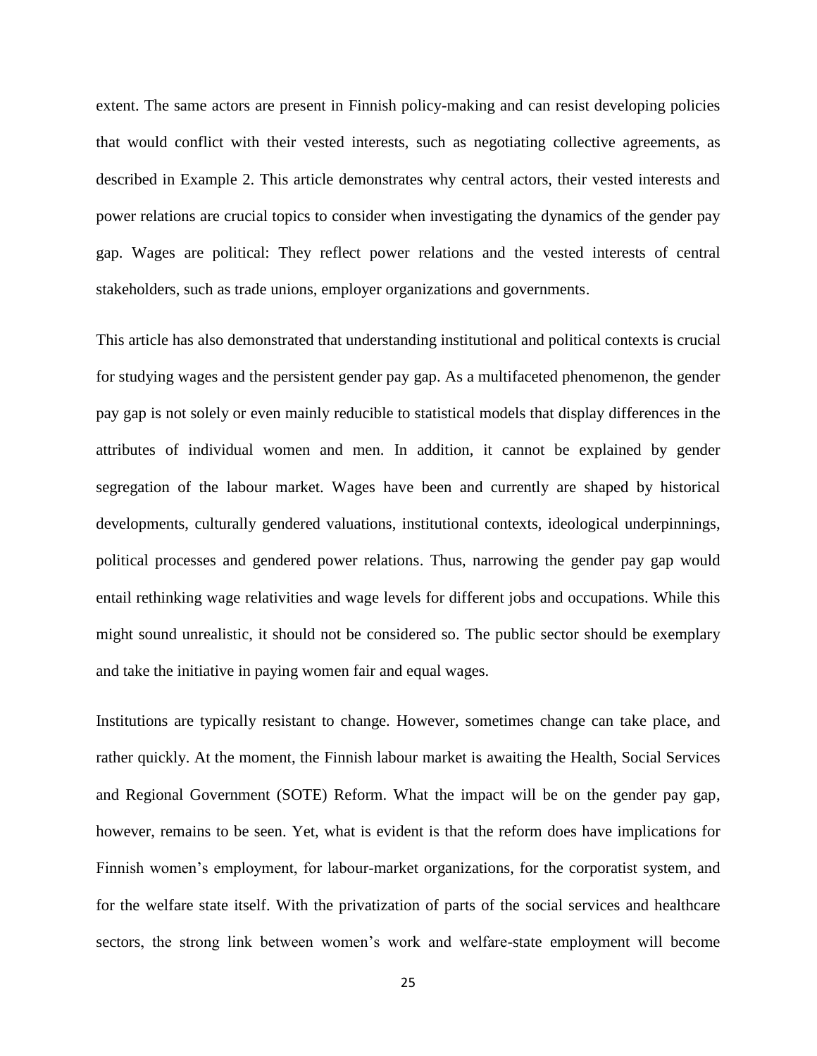extent. The same actors are present in Finnish policy-making and can resist developing policies that would conflict with their vested interests, such as negotiating collective agreements, as described in Example 2. This article demonstrates why central actors, their vested interests and power relations are crucial topics to consider when investigating the dynamics of the gender pay gap. Wages are political: They reflect power relations and the vested interests of central stakeholders, such as trade unions, employer organizations and governments.

This article has also demonstrated that understanding institutional and political contexts is crucial for studying wages and the persistent gender pay gap. As a multifaceted phenomenon, the gender pay gap is not solely or even mainly reducible to statistical models that display differences in the attributes of individual women and men. In addition, it cannot be explained by gender segregation of the labour market. Wages have been and currently are shaped by historical developments, culturally gendered valuations, institutional contexts, ideological underpinnings, political processes and gendered power relations. Thus, narrowing the gender pay gap would entail rethinking wage relativities and wage levels for different jobs and occupations. While this might sound unrealistic, it should not be considered so. The public sector should be exemplary and take the initiative in paying women fair and equal wages.

Institutions are typically resistant to change. However, sometimes change can take place, and rather quickly. At the moment, the Finnish labour market is awaiting the Health, Social Services and Regional Government (SOTE) Reform. What the impact will be on the gender pay gap, however, remains to be seen. Yet, what is evident is that the reform does have implications for Finnish women's employment, for labour-market organizations, for the corporatist system, and for the welfare state itself. With the privatization of parts of the social services and healthcare sectors, the strong link between women's work and welfare-state employment will become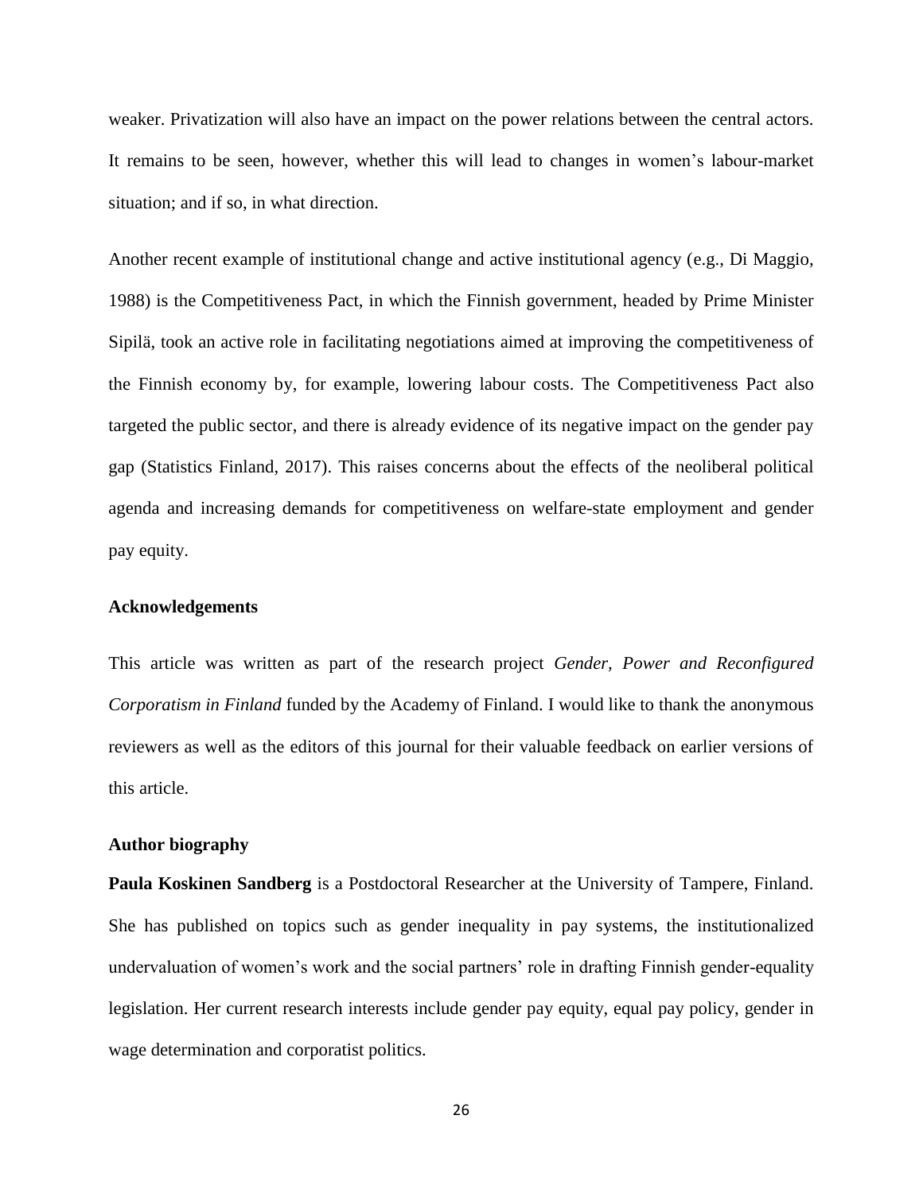weaker. Privatization will also have an impact on the power relations between the central actors. It remains to be seen, however, whether this will lead to changes in women's labour-market situation; and if so, in what direction.

Another recent example of institutional change and active institutional agency (e.g., Di Maggio, 1988) is the Competitiveness Pact, in which the Finnish government, headed by Prime Minister Sipilä, took an active role in facilitating negotiations aimed at improving the competitiveness of the Finnish economy by, for example, lowering labour costs. The Competitiveness Pact also targeted the public sector, and there is already evidence of its negative impact on the gender pay gap (Statistics Finland, 2017). This raises concerns about the effects of the neoliberal political agenda and increasing demands for competitiveness on welfare-state employment and gender pay equity.

## Acknowledgements

This article was written as part of the research project *Gender, Power and Reconfigured Corporatism in Finland* funded by the Academy of Finland. I would like to thank the anonymous reviewers as well as the editors of this journal for their valuable feedback on earlier versions of this article.

## Author biography

**Paula Koskinen Sandberg** is a Postdoctoral Researcher at the University of Tampere, Finland. She has published on topics such as gender inequality in pay systems, the institutionalized undervaluation of women's work and the social partners' role in drafting Finnish gender-equality legislation. Her current research interests include gender pay equity, equal pay policy, gender in wage determination and corporatist politics.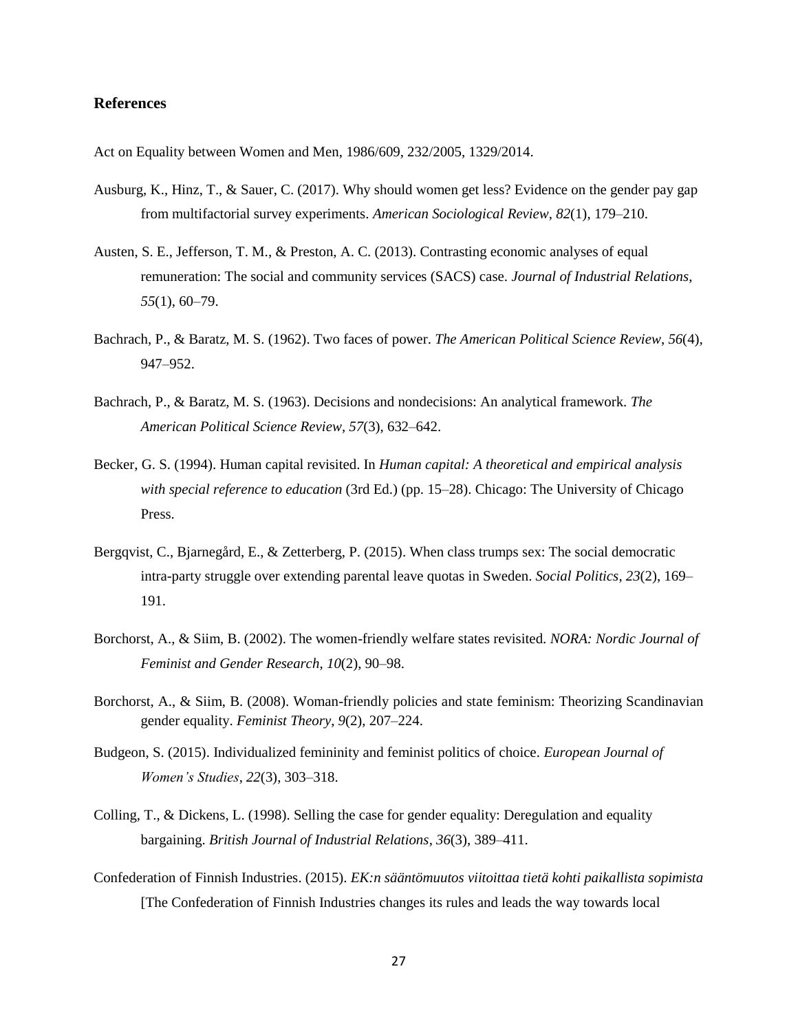## References

Act on Equality between Women and Men, 1986/609, 232/2005, 1329/2014.

Ausburg, K., Hinz, T., & Sauer, C. (2017). Why should women get less? Evidence on the gender pay gap from multifactorial survey experiments. *American Sociological Review*, *82*(1), 179–210.

Austen, S. E., Jefferson, T. M., & Preston, A. C. (2013). Contrasting economic analyses of equal remuneration: The social and community services (SACS) case. *Journal of Industrial Relations*, *55*(1), 60–79.

Bachrach, P., & Baratz, M. S. (1962). Two faces of power. *The American Political Science Review*, *56*(4), 947–952.

Bachrach, P., & Baratz, M. S. (1963). Decisions and nondecisions: An analytical framework. *The American Political Science Review*, *57*(3), 632–642.

Becker, G. S. (1994). Human capital revisited. In *Human capital: A theoretical and empirical analysis with special reference to education* (3rd Ed.) (pp. 15–28). Chicago: The University of Chicago Press.

Bergqvist, C., Bjarnegård, E., & Zetterberg, P. (2015). When class trumps sex: The social democratic intra-party struggle over extending parental leave quotas in Sweden. *Social Politics*, *23*(2), 169–191.

Borchorst, A., & Siim, B. (2002). The women-friendly welfare states revisited. *NORA: Nordic Journal of Feminist and Gender Research*, *10*(2), 90–98.

Borchorst, A., & Siim, B. (2008). Woman-friendly policies and state feminism: Theorizing Scandinavian gender equality. *Feminist Theory*, *9*(2), 207–224.

Budgeon, S. (2015). Individualized femininity and feminist politics of choice. *European Journal of Women's Studies*, *22*(3), 303–318.

Colling, T., & Dickens, L. (1998). Selling the case for gender equality: Deregulation and equality bargaining. *British Journal of Industrial Relations*, *36*(3), 389–411.

Confederation of Finnish Industries. (2015). *EK:n sääntömuutos viitoittaa tietä kohti paikallista sopimista* [The Confederation of Finnish Industries changes its rules and leads the way towards local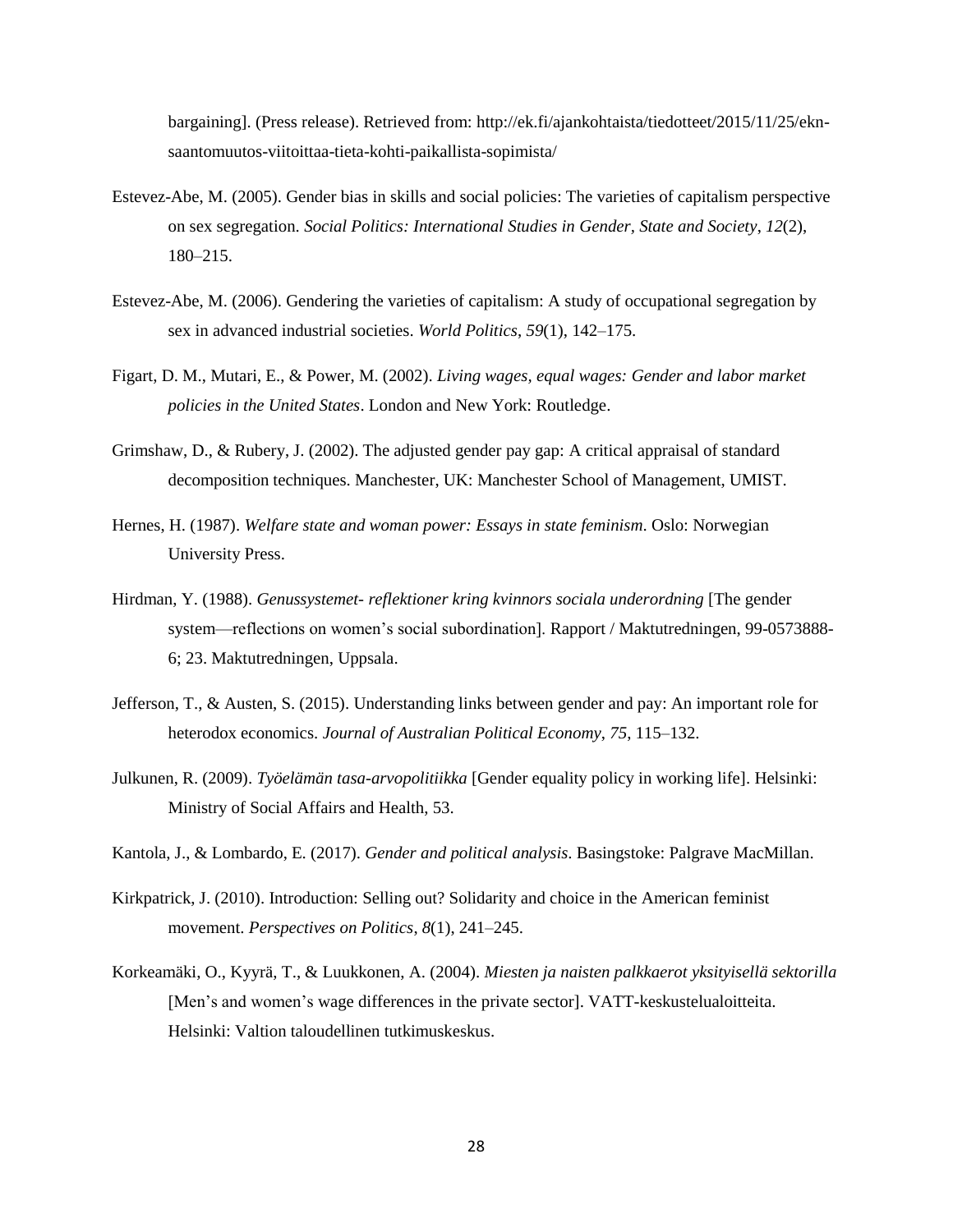bargaining]. (Press release). Retrieved from: http://ek.fi/ajankohtaista/tiedotteet/2015/11/25/ekn-saantomuutos-viitoittaa-tieta-kohti-paikallista-sopimista/

Estevez-Abe, M. (2005). Gender bias in skills and social policies: The varieties of capitalism perspective on sex segregation. *Social Politics: International Studies in Gender, State and Society*, *12*(2), 180–215.

Estevez-Abe, M. (2006). Gendering the varieties of capitalism: A study of occupational segregation by sex in advanced industrial societies. *World Politics*, *59*(1), 142–175.

Figart, D. M., Mutari, E., & Power, M. (2002). *Living wages, equal wages: Gender and labor market policies in the United States*. London and New York: Routledge.

Grimshaw, D., & Rubery, J. (2002). The adjusted gender pay gap: A critical appraisal of standard decomposition techniques. Manchester, UK: Manchester School of Management, UMIST.

Hernes, H. (1987). *Welfare state and woman power: Essays in state feminism*. Oslo: Norwegian University Press.

Hirdman, Y. (1988). *Genussystemet- reflektioner kring kvinnors sociala underordning* [The gender system—reflections on women's social subordination]. Rapport / Maktutredningen, 99-0573888-6; 23. Maktutredningen, Uppsala.

Jefferson, T., & Austen, S. (2015). Understanding links between gender and pay: An important role for heterodox economics. *Journal of Australian Political Economy*, *75*, 115–132.

Julkunen, R. (2009). *Työelämän tasa-arvopolitiikka* [Gender equality policy in working life]. Helsinki: Ministry of Social Affairs and Health, 53.

Kantola, J., & Lombardo, E. (2017). *Gender and political analysis*. Basingstoke: Palgrave MacMillan.

Kirkpatrick, J. (2010). Introduction: Selling out? Solidarity and choice in the American feminist movement. *Perspectives on Politics*, *8*(1), 241–245.

Korkeamäki, O., Kyyrä, T., & Luukkonen, A. (2004). *Miesten ja naisten palkkaerot yksityisellä sektorilla* [Men's and women's wage differences in the private sector]. VATT-keskustelualoitteita. Helsinki: Valtion taloudellinen tutkimuskeskus.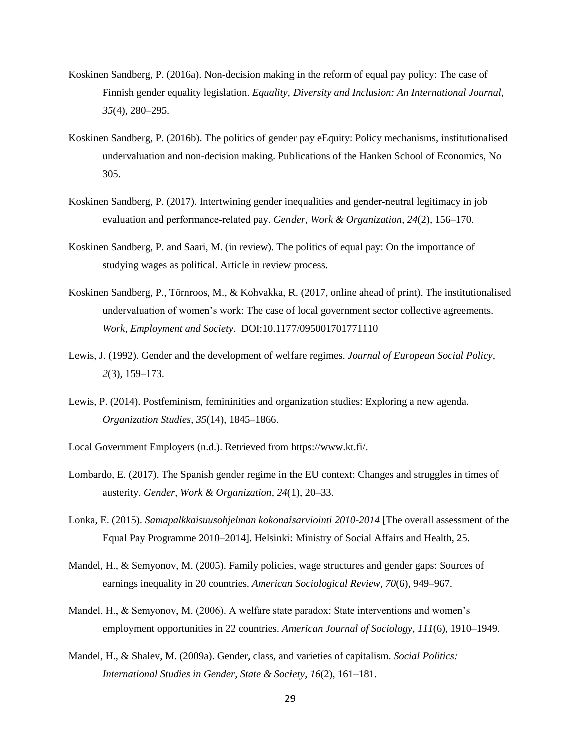Koskinen Sandberg, P. (2016a). Non-decision making in the reform of equal pay policy: The case of Finnish gender equality legislation. *Equality, Diversity and Inclusion: An International Journal*, *35*(4), 280–295.

Koskinen Sandberg, P. (2016b). The politics of gender pay eEquity: Policy mechanisms, institutionalised undervaluation and non-decision making. Publications of the Hanken School of Economics, No 305.

Koskinen Sandberg, P. (2017). Intertwining gender inequalities and gender-neutral legitimacy in job evaluation and performance-related pay. *Gender, Work & Organization*, *24*(2), 156–170.

Koskinen Sandberg, P. and Saari, M. (in review). The politics of equal pay: On the importance of studying wages as political. Article in review process.

Koskinen Sandberg, P., Törnroos, M., & Kohvakka, R. (2017, online ahead of print). The institutionalised undervaluation of women's work: The case of local government sector collective agreements. *Work, Employment and Society*. DOI:10.1177/095001701771110

Lewis, J. (1992). Gender and the development of welfare regimes. *Journal of European Social Policy*, *2*(3), 159–173.

Lewis, P. (2014). Postfeminism, femininities and organization studies: Exploring a new agenda. *Organization Studies*, *35*(14), 1845–1866.

Local Government Employers (n.d.). Retrieved from https://www.kt.fi/.

Lombardo, E. (2017). The Spanish gender regime in the EU context: Changes and struggles in times of austerity. *Gender, Work & Organization*, *24*(1), 20–33.

Lonka, E. (2015). *Samapalkkaisuusohjelman kokonaisarviointi 2010-2014* [The overall assessment of the Equal Pay Programme 2010–2014]. Helsinki: Ministry of Social Affairs and Health, 25.

Mandel, H., & Semyonov, M. (2005). Family policies, wage structures and gender gaps: Sources of earnings inequality in 20 countries. *American Sociological Review*, *70*(6), 949–967.

Mandel, H., & Semyonov, M. (2006). A welfare state paradox: State interventions and women's employment opportunities in 22 countries. *American Journal of Sociology, 111*(6), 1910–1949.

Mandel, H., & Shalev, M. (2009a). Gender, class, and varieties of capitalism. *Social Politics: International Studies in Gender, State & Society*, *16*(2), 161–181.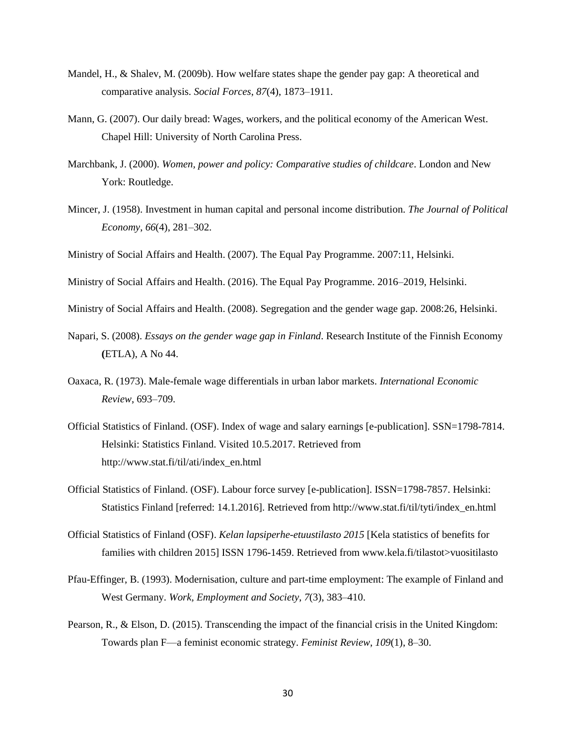Mandel, H., & Shalev, M. (2009b). How welfare states shape the gender pay gap: A theoretical and comparative analysis. *Social Forces*, *87*(4), 1873–1911.

Mann, G. (2007). Our daily bread: Wages, workers, and the political economy of the American West. Chapel Hill: University of North Carolina Press.

Marchbank, J. (2000). *Women, power and policy: Comparative studies of childcare*. London and New York: Routledge.

Mincer, J. (1958). Investment in human capital and personal income distribution. *The Journal of Political Economy*, *66*(4), 281–302.

Ministry of Social Affairs and Health. (2007). The Equal Pay Programme. 2007:11, Helsinki.

Ministry of Social Affairs and Health. (2016). The Equal Pay Programme. 2016–2019, Helsinki.

Ministry of Social Affairs and Health. (2008). Segregation and the gender wage gap. 2008:26, Helsinki.

Napari, S. (2008). *Essays on the gender wage gap in Finland*. Research Institute of the Finnish Economy **(**ETLA), A No 44.

Oaxaca, R. (1973). Male-female wage differentials in urban labor markets. *International Economic Review*, 693–709.

Official Statistics of Finland. (OSF). Index of wage and salary earnings [e-publication]. SSN=1798-7814. Helsinki: Statistics Finland. Visited 10.5.2017. Retrieved from http://www.stat.fi/til/ati/index_en.html

Official Statistics of Finland. (OSF). Labour force survey [e-publication]. ISSN=1798-7857. Helsinki: Statistics Finland [referred: 14.1.2016]. Retrieved from http://www.stat.fi/til/tyti/index_en.html

Official Statistics of Finland (OSF). *Kelan lapsiperhe-etuustilasto 2015* [Kela statistics of benefits for families with children 2015] ISSN 1796-1459. Retrieved from www.kela.fi/tilastot>vuositilasto

Pfau-Effinger, B. (1993). Modernisation, culture and part-time employment: The example of Finland and West Germany. *Work, Employment and Society*, *7*(3), 383–410.

Pearson, R., & Elson, D. (2015). Transcending the impact of the financial crisis in the United Kingdom: Towards plan F—a feminist economic strategy. *Feminist Review*, *109*(1), 8–30.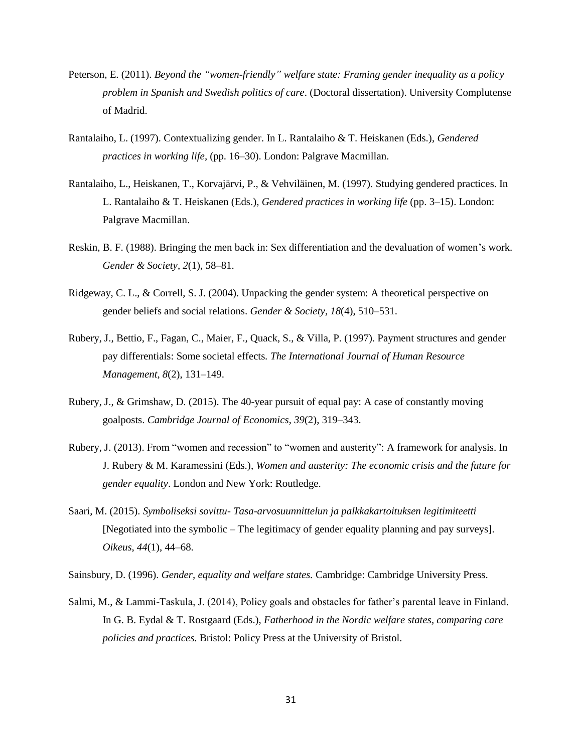Peterson, E. (2011). *Beyond the "women-friendly" welfare state: Framing gender inequality as a policy problem in Spanish and Swedish politics of care*. (Doctoral dissertation). University Complutense of Madrid.

Rantalaiho, L. (1997). Contextualizing gender. In L. Rantalaiho & T. Heiskanen (Eds.), *Gendered practices in working life*, (pp. 16–30). London: Palgrave Macmillan.

Rantalaiho, L., Heiskanen, T., Korvajärvi, P., & Vehviläinen, M. (1997). Studying gendered practices. In L. Rantalaiho & T. Heiskanen (Eds.), *Gendered practices in working life* (pp. 3–15). London: Palgrave Macmillan.

Reskin, B. F. (1988). Bringing the men back in: Sex differentiation and the devaluation of women's work. *Gender & Society*, *2*(1), 58–81.

Ridgeway, C. L., & Correll, S. J. (2004). Unpacking the gender system: A theoretical perspective on gender beliefs and social relations. *Gender & Society*, *18*(4), 510–531.

Rubery, J., Bettio, F., Fagan, C., Maier, F., Quack, S., & Villa, P. (1997). Payment structures and gender pay differentials: Some societal effects*. The International Journal of Human Resource Management*, *8*(2), 131–149.

Rubery, J., & Grimshaw, D. (2015). The 40-year pursuit of equal pay: A case of constantly moving goalposts. *Cambridge Journal of Economics*, *39*(2), 319–343.

Rubery, J. (2013). From "women and recession" to "women and austerity": A framework for analysis. In J. Rubery & M. Karamessini (Eds.), *Women and austerity: The economic crisis and the future for gender equality*. London and New York: Routledge.

Saari, M. (2015). *Symboliseksi sovittu- Tasa-arvosuunnittelun ja palkkakartoituksen legitimiteetti* [Negotiated into the symbolic – The legitimacy of gender equality planning and pay surveys]. *Oikeus*, *44*(1), 44–68.

Sainsbury, D. (1996). *Gender, equality and welfare states.* Cambridge: Cambridge University Press.

Salmi, M., & Lammi-Taskula, J. (2014), Policy goals and obstacles for father's parental leave in Finland. In G. B. Eydal & T. Rostgaard (Eds.), *Fatherhood in the Nordic welfare states, comparing care policies and practices.* Bristol: Policy Press at the University of Bristol.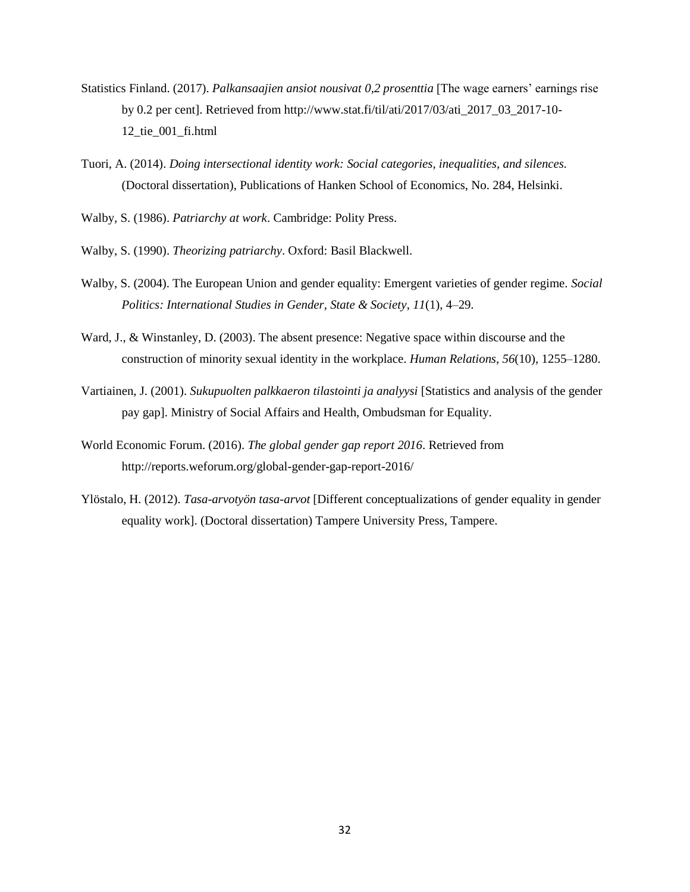Statistics Finland. (2017). *Palkansaajien ansiot nousivat 0,2 prosenttia* [The wage earners' earnings rise by 0.2 per cent]. Retrieved from http://www.stat.fi/til/ati/2017/03/ati_2017_03_2017-10-12_tie_001_fi.html

Tuori, A. (2014). *Doing intersectional identity work: Social categories, inequalities, and silences.* (Doctoral dissertation), Publications of Hanken School of Economics, No. 284, Helsinki.

Walby, S. (1986). *Patriarchy at work*. Cambridge: Polity Press.

Walby, S. (1990). *Theorizing patriarchy*. Oxford: Basil Blackwell.

Walby, S. (2004). The European Union and gender equality: Emergent varieties of gender regime. *Social Politics: International Studies in Gender, State & Society*, *11*(1), 4–29.

Ward, J., & Winstanley, D. (2003). The absent presence: Negative space within discourse and the construction of minority sexual identity in the workplace. *Human Relations*, *56*(10), 1255–1280.

Vartiainen, J. (2001). *Sukupuolten palkkaeron tilastointi ja analyysi* [Statistics and analysis of the gender pay gap]. Ministry of Social Affairs and Health, Ombudsman for Equality.

World Economic Forum. (2016). *The global gender gap report 2016*. Retrieved from http://reports.weforum.org/global-gender-gap-report-2016/

Ylöstalo, H. (2012). *Tasa-arvotyön tasa-arvot* [Different conceptualizations of gender equality in gender equality work]. (Doctoral dissertation) Tampere University Press, Tampere.